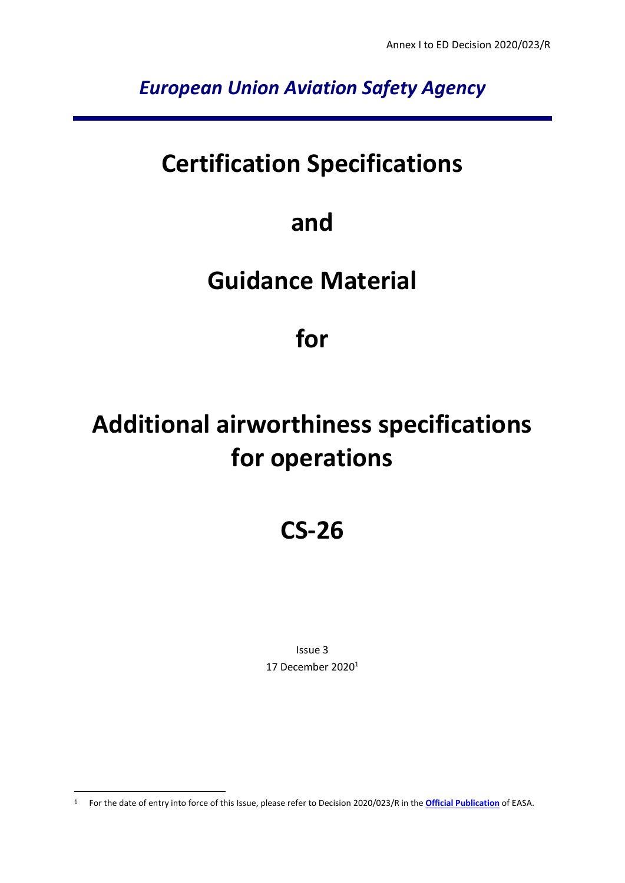Annex I to ED Decision 2020/023/R

*European Union Aviation Safety Agency*

# Certification Specifications

# and

# Guidance Material

# for

# Additional airworthiness specifications for operations

# CS-26

Issue 3

17 December 2020[1]

[1] For the date of entry into force of this Issue, please refer to Decision 2020/023/R in the **Official Publication** of EASA.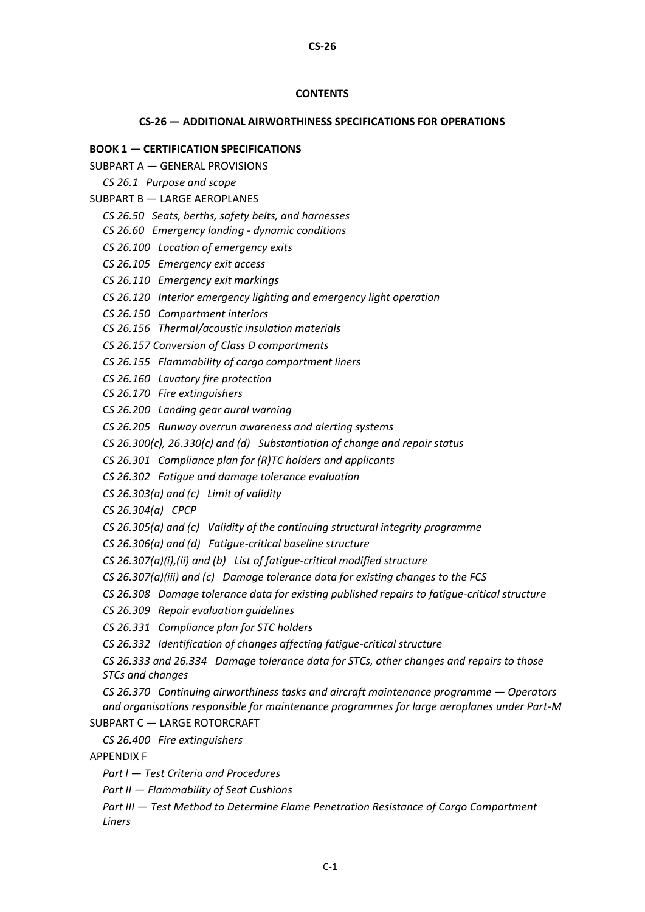**CONTENTS**

**CS-26 — ADDITIONAL AIRWORTHINESS SPECIFICATIONS FOR OPERATIONS**

**BOOK 1 — CERTIFICATION SPECIFICATIONS**

SUBPART A — GENERAL PROVISIONS

*CS 26.1 Purpose and scope*

SUBPART B — LARGE AEROPLANES

*CS 26.50 Seats, berths, safety belts, and harnesses*

*CS 26.60 Emergency landing - dynamic conditions*

*CS 26.100 Location of emergency exits*

*CS 26.105 Emergency exit access*

*CS 26.110 Emergency exit markings*

*CS 26.120 Interior emergency lighting and emergency light operation*

*CS 26.150 Compartment interiors*

*CS 26.156 Thermal/acoustic insulation materials*

*CS 26.157 Conversion of Class D compartments*

*CS 26.155 Flammability of cargo compartment liners*

*CS 26.160 Lavatory fire protection*

*CS 26.170 Fire extinguishers*

*CS 26.200 Landing gear aural warning*

*CS 26.205 Runway overrun awareness and alerting systems*

*CS 26.300(c), 26.330(c) and (d) Substantiation of change and repair status*

*CS 26.301 Compliance plan for (R)TC holders and applicants*

*CS 26.302 Fatigue and damage tolerance evaluation*

*CS 26.303(a) and (c) Limit of validity*

*CS 26.304(a) CPCP*

*CS 26.305(a) and (c) Validity of the continuing structural integrity programme*

*CS 26.306(a) and (d) Fatigue-critical baseline structure*

*CS 26.307(a)(i),(ii) and (b) List of fatigue-critical modified structure*

*CS 26.307(a)(iii) and (c) Damage tolerance data for existing changes to the FCS*

*CS 26.308 Damage tolerance data for existing published repairs to fatigue-critical structure*

*CS 26.309 Repair evaluation guidelines*

*CS 26.331 Compliance plan for STC holders*

*CS 26.332 Identification of changes affecting fatigue-critical structure*

*CS 26.333 and 26.334 Damage tolerance data for STCs, other changes and repairs to those STCs and changes*

*CS 26.370 Continuing airworthiness tasks and aircraft maintenance programme — Operators and organisations responsible for maintenance programmes for large aeroplanes under Part-M*

SUBPART C — LARGE ROTORCRAFT

*CS 26.400 Fire extinguishers*

APPENDIX F

*Part I — Test Criteria and Procedures*

*Part II — Flammability of Seat Cushions*

*Part III — Test Method to Determine Flame Penetration Resistance of Cargo Compartment Liners*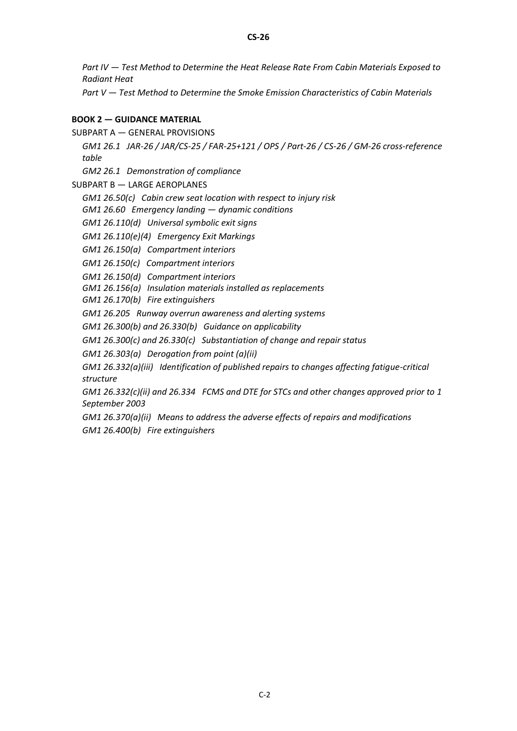*Part IV — Test Method to Determine the Heat Release Rate From Cabin Materials Exposed to Radiant Heat*

*Part V — Test Method to Determine the Smoke Emission Characteristics of Cabin Materials*

**BOOK 2 — GUIDANCE MATERIAL**

SUBPART A — GENERAL PROVISIONS

*GM1 26.1 JAR-26 / JAR/CS-25 / FAR-25+121 / OPS / Part-26 / CS-26 / GM-26 cross-reference table*

*GM2 26.1 Demonstration of compliance*

SUBPART B — LARGE AEROPLANES

*GM1 26.50(c) Cabin crew seat location with respect to injury risk*

*GM1 26.60 Emergency landing — dynamic conditions*

*GM1 26.110(d) Universal symbolic exit signs*

*GM1 26.110(e)(4) Emergency Exit Markings*

*GM1 26.150(a) Compartment interiors*

*GM1 26.150(c) Compartment interiors*

*GM1 26.150(d) Compartment interiors*

*GM1 26.156(a) Insulation materials installed as replacements*

*GM1 26.170(b) Fire extinguishers*

*GM1 26.205 Runway overrun awareness and alerting systems*

*GM1 26.300(b) and 26.330(b) Guidance on applicability*

*GM1 26.300(c) and 26.330(c) Substantiation of change and repair status*

*GM1 26.303(a) Derogation from point (a)(ii)*

*GM1 26.332(a)(iii) Identification of published repairs to changes affecting fatigue-critical structure*

*GM1 26.332(c)(ii) and 26.334 FCMS and DTE for STCs and other changes approved prior to 1 September 2003*

*GM1 26.370(a)(ii) Means to address the adverse effects of repairs and modifications*

*GM1 26.400(b) Fire extinguishers*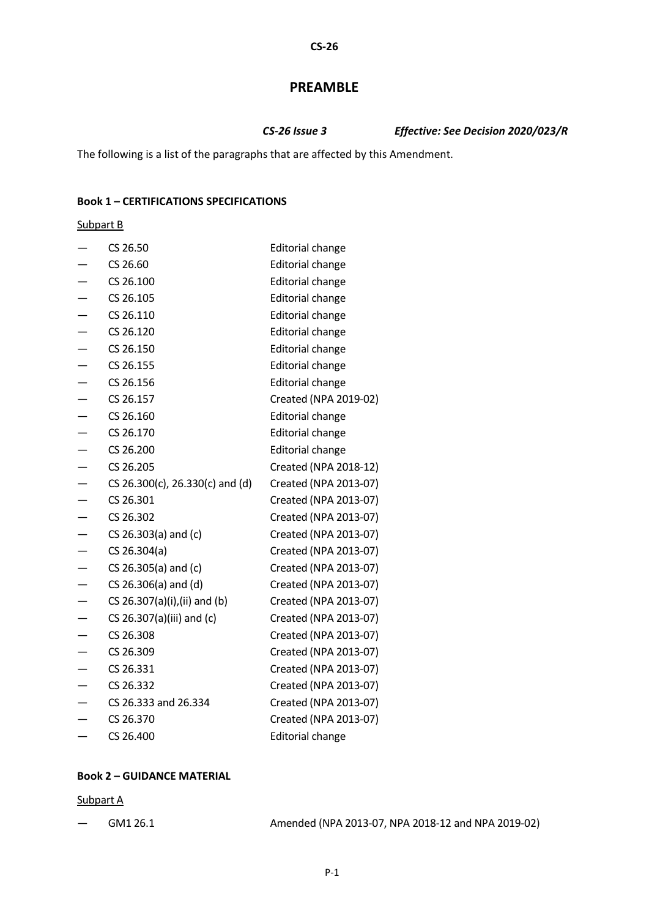# PREAMBLE

*CS-26 Issue 3* *Effective: See Decision 2020/023/R*

The following is a list of the paragraphs that are affected by this Amendment.

**Book 1 – CERTIFICATIONS SPECIFICATIONS**

Subpart B

— CS 26.50 Editorial change
— CS 26.60 Editorial change
— CS 26.100 Editorial change
— CS 26.105 Editorial change
— CS 26.110 Editorial change
— CS 26.120 Editorial change
— CS 26.150 Editorial change
— CS 26.155 Editorial change
— CS 26.156 Editorial change
— CS 26.157 Created (NPA 2019-02)
— CS 26.160 Editorial change
— CS 26.170 Editorial change
— CS 26.200 Editorial change
— CS 26.205 Created (NPA 2018-12)
— CS 26.300(c), 26.330(c) and (d) Created (NPA 2013-07)
— CS 26.301 Created (NPA 2013-07)
— CS 26.302 Created (NPA 2013-07)
— CS 26.303(a) and (c) Created (NPA 2013-07)
— CS 26.304(a) Created (NPA 2013-07)
— CS 26.305(a) and (c) Created (NPA 2013-07)
— CS 26.306(a) and (d) Created (NPA 2013-07)
— CS 26.307(a)(i),(ii) and (b) Created (NPA 2013-07)
— CS 26.307(a)(iii) and (c) Created (NPA 2013-07)
— CS 26.308 Created (NPA 2013-07)
— CS 26.309 Created (NPA 2013-07)
— CS 26.331 Created (NPA 2013-07)
— CS 26.332 Created (NPA 2013-07)
— CS 26.333 and 26.334 Created (NPA 2013-07)
— CS 26.370 Created (NPA 2013-07)
— CS 26.400 Editorial change

**Book 2 – GUIDANCE MATERIAL**

Subpart A

— GM1 26.1 Amended (NPA 2013-07, NPA 2018-12 and NPA 2019-02)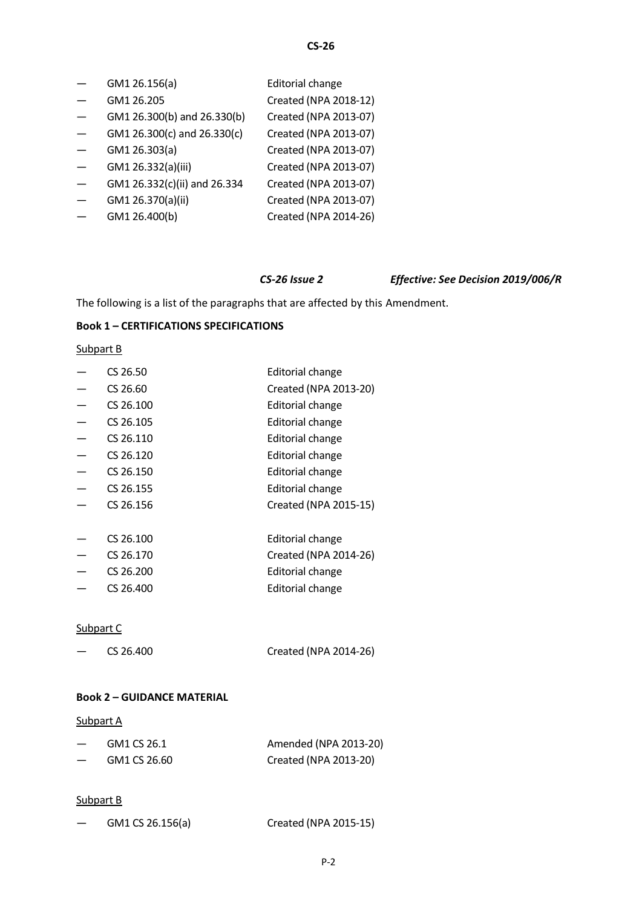| | | |
|---|---|---|
| — | GM1 26.156(a) | Editorial change |
| — | GM1 26.205 | Created (NPA 2018-12) |
| — | GM1 26.300(b) and 26.330(b) | Created (NPA 2013-07) |
| — | GM1 26.300(c) and 26.330(c) | Created (NPA 2013-07) |
| — | GM1 26.303(a) | Created (NPA 2013-07) |
| — | GM1 26.332(a)(iii) | Created (NPA 2013-07) |
| — | GM1 26.332(c)(ii) and 26.334 | Created (NPA 2013-07) |
| — | GM1 26.370(a)(ii) | Created (NPA 2013-07) |
| — | GM1 26.400(b) | Created (NPA 2014-26) |

***CS-26 Issue 2*** ***Effective: See Decision 2019/006/R***

The following is a list of the paragraphs that are affected by this Amendment.

**Book 1 – CERTIFICATIONS SPECIFICATIONS**

Subpart B

| | | |
|---|---|---|
| — | CS 26.50 | Editorial change |
| — | CS 26.60 | Created (NPA 2013-20) |
| — | CS 26.100 | Editorial change |
| — | CS 26.105 | Editorial change |
| — | CS 26.110 | Editorial change |
| — | CS 26.120 | Editorial change |
| — | CS 26.150 | Editorial change |
| — | CS 26.155 | Editorial change |
| — | CS 26.156 | Created (NPA 2015-15) |
| — | CS 26.100 | Editorial change |
| — | CS 26.170 | Created (NPA 2014-26) |
| — | CS 26.200 | Editorial change |
| — | CS 26.400 | Editorial change |

Subpart C

| | | |
|---|---|---|
| — | CS 26.400 | Created (NPA 2014-26) |

**Book 2 – GUIDANCE MATERIAL**

Subpart A

| | | |
|---|---|---|
| — | GM1 CS 26.1 | Amended (NPA 2013-20) |
| — | GM1 CS 26.60 | Created (NPA 2013-20) |

Subpart B

| | | |
|---|---|---|
| — | GM1 CS 26.156(a) | Created (NPA 2015-15) |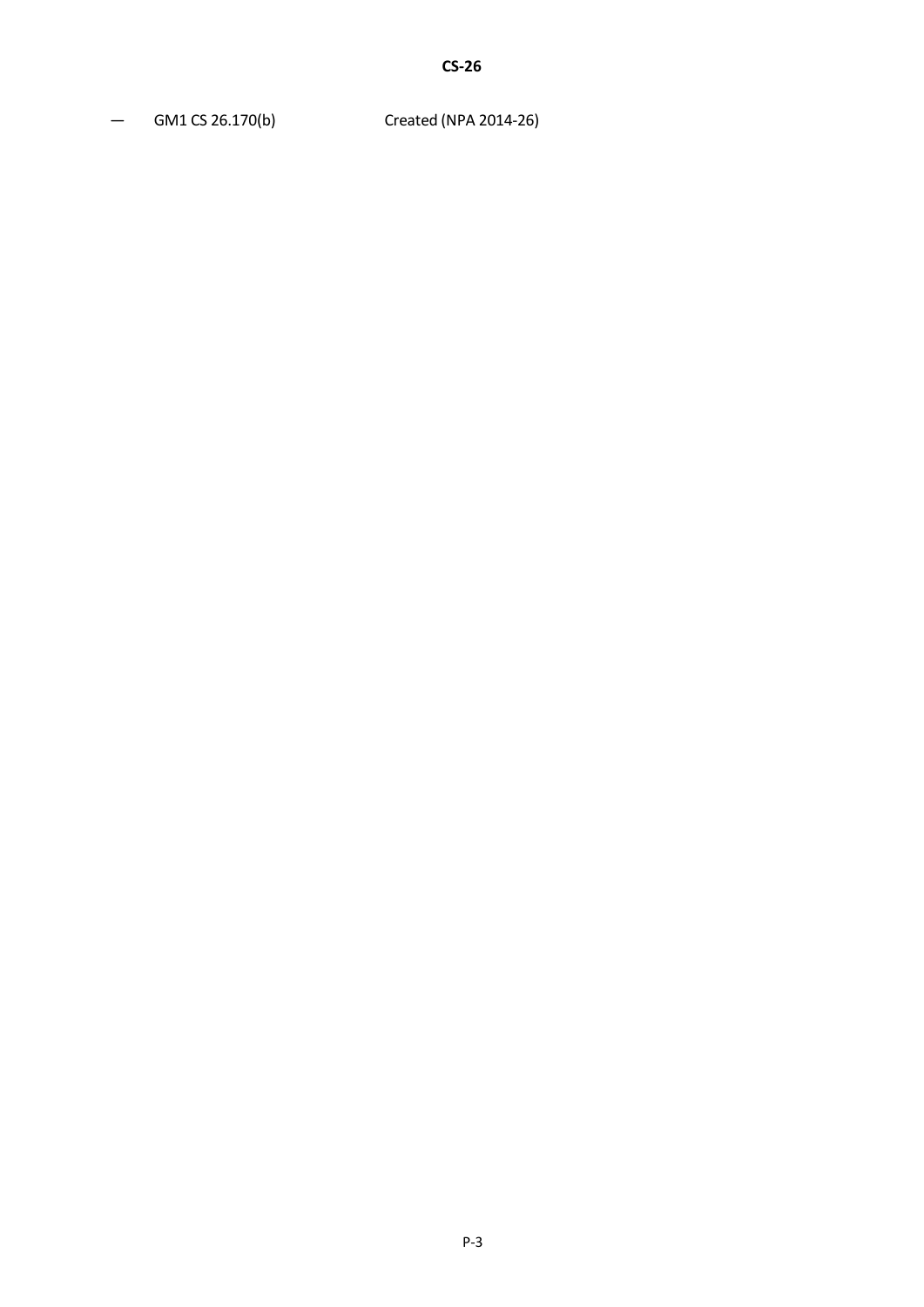— GM1 CS 26.170(b) Created (NPA 2014-26)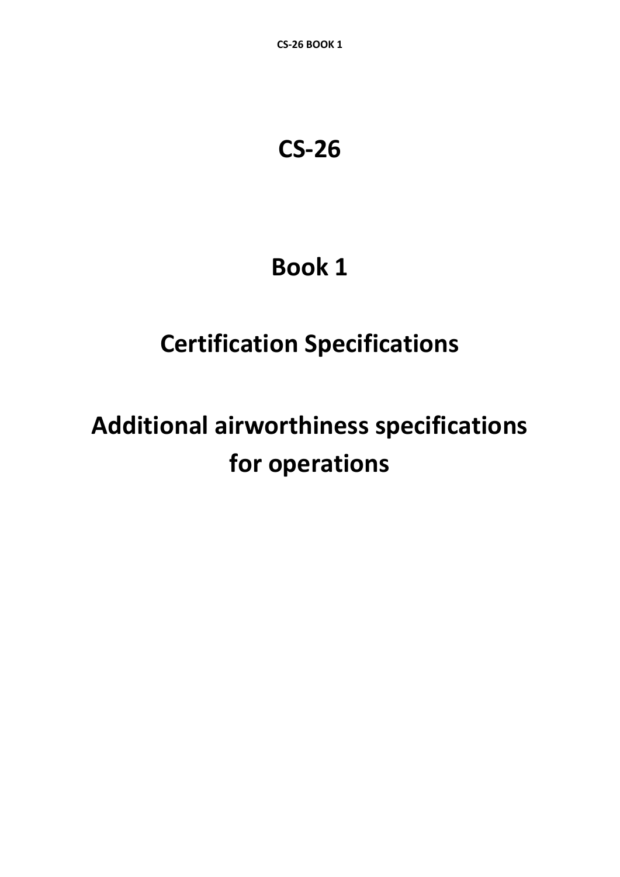# CS-26

# Book 1

# Certification Specifications

# Additional airworthiness specifications for operations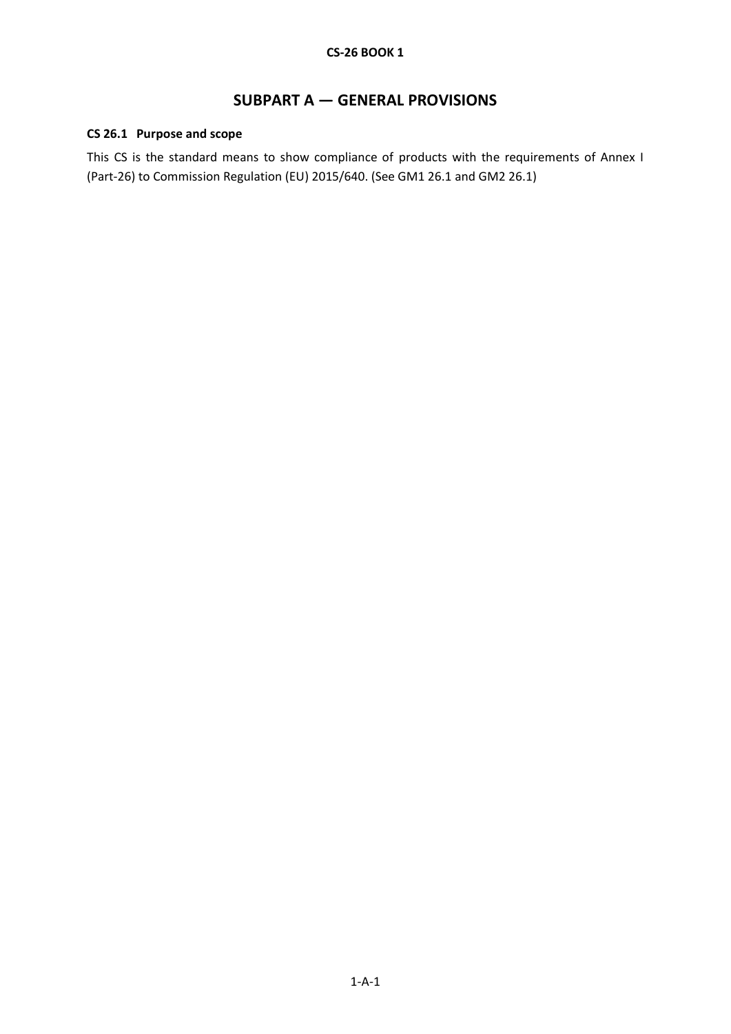# SUBPART A — GENERAL PROVISIONS

### CS 26.1 Purpose and scope

This CS is the standard means to show compliance of products with the requirements of Annex I (Part-26) to Commission Regulation (EU) 2015/640. (See GM1 26.1 and GM2 26.1)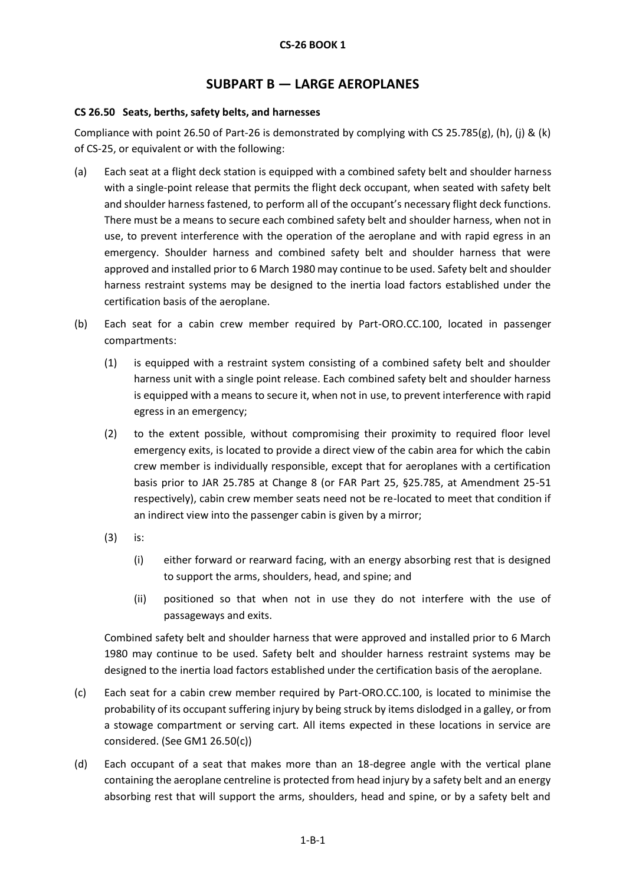# SUBPART B — LARGE AEROPLANES

### CS 26.50 Seats, berths, safety belts, and harnesses

Compliance with point 26.50 of Part-26 is demonstrated by complying with CS 25.785(g), (h), (j) & (k) of CS-25, or equivalent or with the following:

(a) Each seat at a flight deck station is equipped with a combined safety belt and shoulder harness with a single-point release that permits the flight deck occupant, when seated with safety belt and shoulder harness fastened, to perform all of the occupant's necessary flight deck functions. There must be a means to secure each combined safety belt and shoulder harness, when not in use, to prevent interference with the operation of the aeroplane and with rapid egress in an emergency. Shoulder harness and combined safety belt and shoulder harness that were approved and installed prior to 6 March 1980 may continue to be used. Safety belt and shoulder harness restraint systems may be designed to the inertia load factors established under the certification basis of the aeroplane.

(b) Each seat for a cabin crew member required by Part-ORO.CC.100, located in passenger compartments:

  (1) is equipped with a restraint system consisting of a combined safety belt and shoulder harness unit with a single point release. Each combined safety belt and shoulder harness is equipped with a means to secure it, when not in use, to prevent interference with rapid egress in an emergency;

  (2) to the extent possible, without compromising their proximity to required floor level emergency exits, is located to provide a direct view of the cabin area for which the cabin crew member is individually responsible, except that for aeroplanes with a certification basis prior to JAR 25.785 at Change 8 (or FAR Part 25, §25.785, at Amendment 25-51 respectively), cabin crew member seats need not be re-located to meet that condition if an indirect view into the passenger cabin is given by a mirror;

  (3) is:

    (i) either forward or rearward facing, with an energy absorbing rest that is designed to support the arms, shoulders, head, and spine; and

    (ii) positioned so that when not in use they do not interfere with the use of passageways and exits.

  Combined safety belt and shoulder harness that were approved and installed prior to 6 March 1980 may continue to be used. Safety belt and shoulder harness restraint systems may be designed to the inertia load factors established under the certification basis of the aeroplane.

(c) Each seat for a cabin crew member required by Part-ORO.CC.100, is located to minimise the probability of its occupant suffering injury by being struck by items dislodged in a galley, or from a stowage compartment or serving cart. All items expected in these locations in service are considered. (See GM1 26.50(c))

(d) Each occupant of a seat that makes more than an 18-degree angle with the vertical plane containing the aeroplane centreline is protected from head injury by a safety belt and an energy absorbing rest that will support the arms, shoulders, head and spine, or by a safety belt and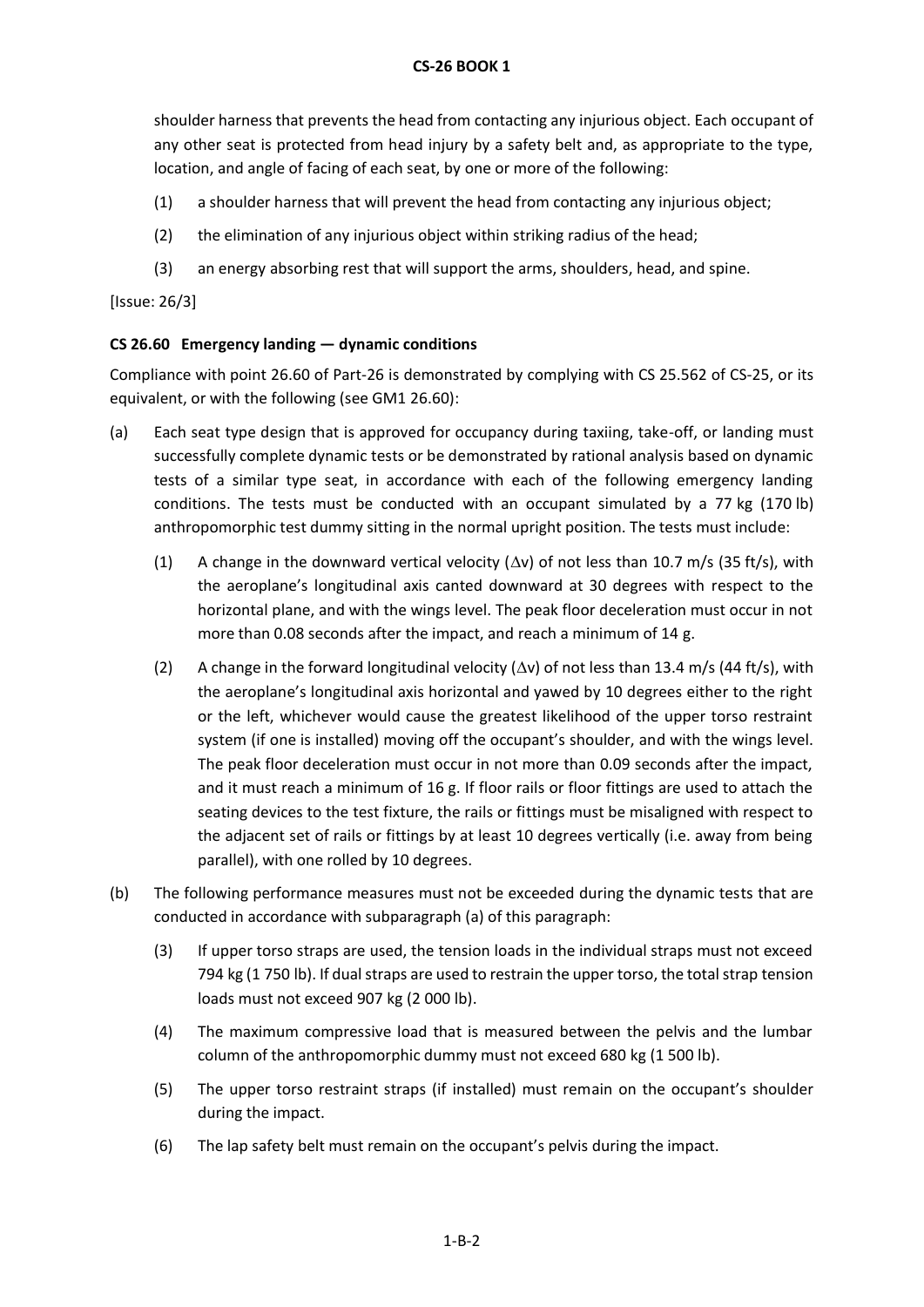shoulder harness that prevents the head from contacting any injurious object. Each occupant of any other seat is protected from head injury by a safety belt and, as appropriate to the type, location, and angle of facing of each seat, by one or more of the following:

(1) a shoulder harness that will prevent the head from contacting any injurious object;

(2) the elimination of any injurious object within striking radius of the head;

(3) an energy absorbing rest that will support the arms, shoulders, head, and spine.

[Issue: 26/3]

### CS 26.60 Emergency landing — dynamic conditions

Compliance with point 26.60 of Part-26 is demonstrated by complying with CS 25.562 of CS-25, or its equivalent, or with the following (see GM1 26.60):

(a) Each seat type design that is approved for occupancy during taxiing, take-off, or landing must successfully complete dynamic tests or be demonstrated by rational analysis based on dynamic tests of a similar type seat, in accordance with each of the following emergency landing conditions. The tests must be conducted with an occupant simulated by a 77 kg (170 lb) anthropomorphic test dummy sitting in the normal upright position. The tests must include:

   (1) A change in the downward vertical velocity ($\Delta$v) of not less than 10.7 m/s (35 ft/s), with the aeroplane's longitudinal axis canted downward at 30 degrees with respect to the horizontal plane, and with the wings level. The peak floor deceleration must occur in not more than 0.08 seconds after the impact, and reach a minimum of 14 g.

   (2) A change in the forward longitudinal velocity ($\Delta$v) of not less than 13.4 m/s (44 ft/s), with the aeroplane's longitudinal axis horizontal and yawed by 10 degrees either to the right or the left, whichever would cause the greatest likelihood of the upper torso restraint system (if one is installed) moving off the occupant's shoulder, and with the wings level. The peak floor deceleration must occur in not more than 0.09 seconds after the impact, and it must reach a minimum of 16 g. If floor rails or floor fittings are used to attach the seating devices to the test fixture, the rails or fittings must be misaligned with respect to the adjacent set of rails or fittings by at least 10 degrees vertically (i.e. away from being parallel), with one rolled by 10 degrees.

(b) The following performance measures must not be exceeded during the dynamic tests that are conducted in accordance with subparagraph (a) of this paragraph:

   (3) If upper torso straps are used, the tension loads in the individual straps must not exceed 794 kg (1 750 lb). If dual straps are used to restrain the upper torso, the total strap tension loads must not exceed 907 kg (2 000 lb).

   (4) The maximum compressive load that is measured between the pelvis and the lumbar column of the anthropomorphic dummy must not exceed 680 kg (1 500 lb).

   (5) The upper torso restraint straps (if installed) must remain on the occupant's shoulder during the impact.

   (6) The lap safety belt must remain on the occupant's pelvis during the impact.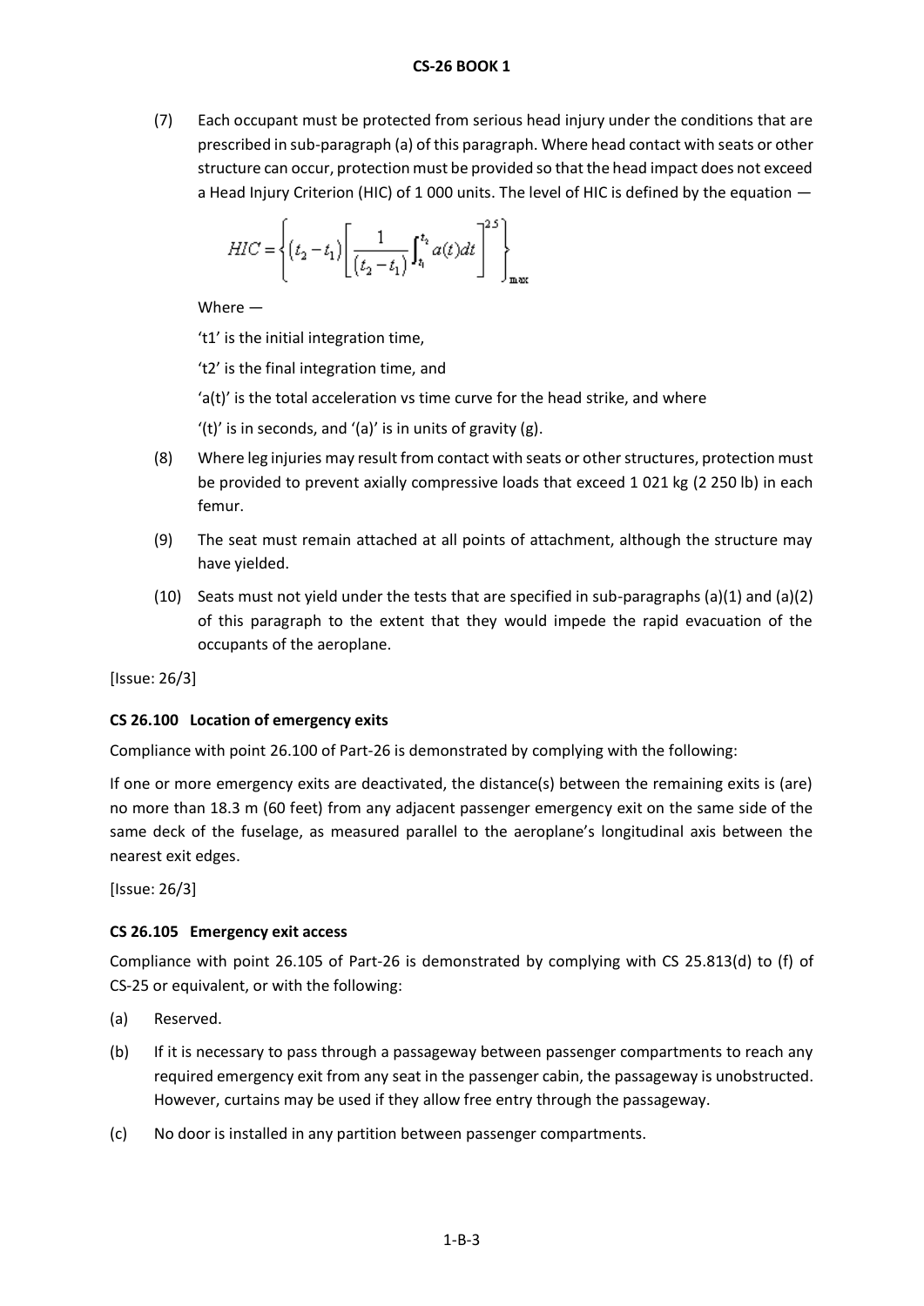(7) Each occupant must be protected from serious head injury under the conditions that are prescribed in sub-paragraph (a) of this paragraph. Where head contact with seats or other structure can occur, protection must be provided so that the head impact does not exceed a Head Injury Criterion (HIC) of 1 000 units. The level of HIC is defined by the equation —

$$HIC = \left\{ (t_2 - t_1) \left[ \frac{1}{(t_2 - t_1)} \int_{t_1}^{t_2} a(t)dt \right]^{2.5} \right\}_{max}$$

Where —

'$t_1$' is the initial integration time,

'$t_2$' is the final integration time, and

'$a(t)$' is the total acceleration vs time curve for the head strike, and where

'(t)' is in seconds, and '(a)' is in units of gravity (g).

(8) Where leg injuries may result from contact with seats or other structures, protection must be provided to prevent axially compressive loads that exceed 1 021 kg (2 250 lb) in each femur.

(9) The seat must remain attached at all points of attachment, although the structure may have yielded.

(10) Seats must not yield under the tests that are specified in sub-paragraphs (a)(1) and (a)(2) of this paragraph to the extent that they would impede the rapid evacuation of the occupants of the aeroplane.

[Issue: 26/3]

### CS 26.100 Location of emergency exits

Compliance with point 26.100 of Part-26 is demonstrated by complying with the following:

If one or more emergency exits are deactivated, the distance(s) between the remaining exits is (are) no more than 18.3 m (60 feet) from any adjacent passenger emergency exit on the same side of the same deck of the fuselage, as measured parallel to the aeroplane's longitudinal axis between the nearest exit edges.

[Issue: 26/3]

### CS 26.105 Emergency exit access

Compliance with point 26.105 of Part-26 is demonstrated by complying with CS 25.813(d) to (f) of CS-25 or equivalent, or with the following:

(a) Reserved.

(b) If it is necessary to pass through a passageway between passenger compartments to reach any required emergency exit from any seat in the passenger cabin, the passageway is unobstructed. However, curtains may be used if they allow free entry through the passageway.

(c) No door is installed in any partition between passenger compartments.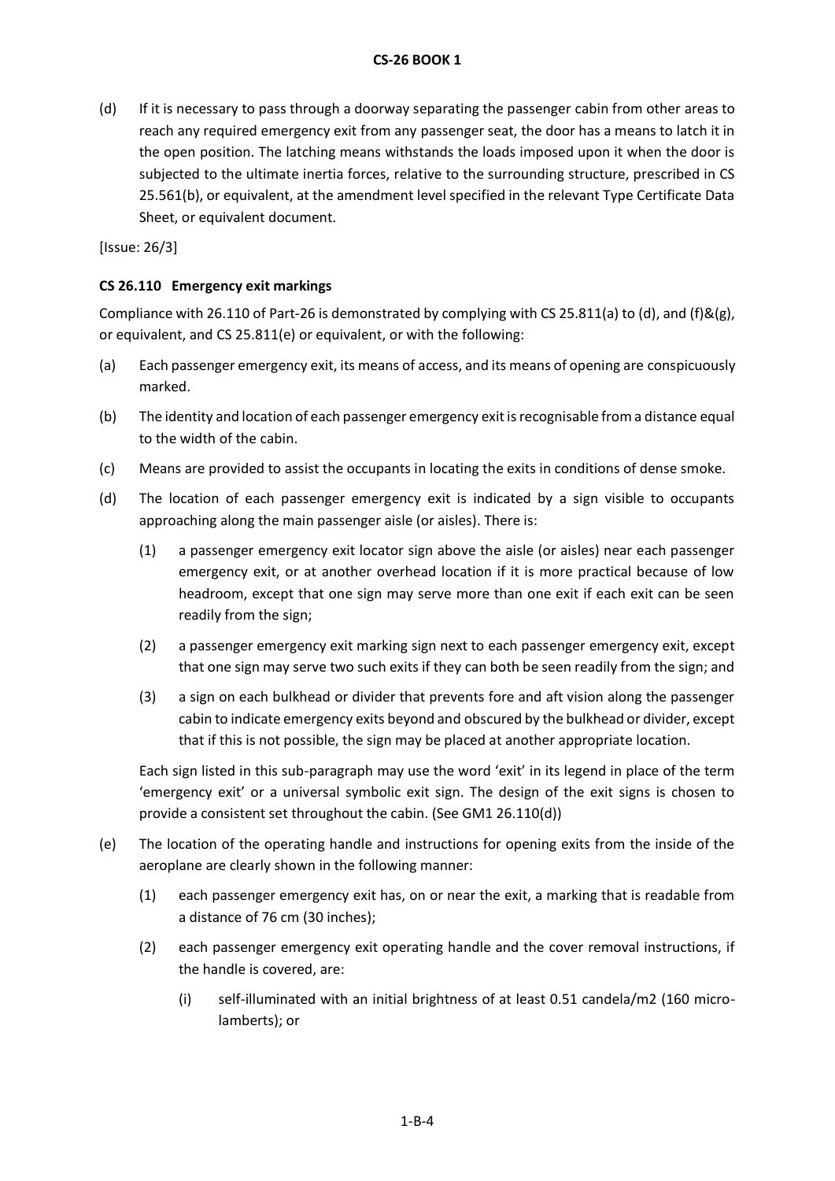(d) If it is necessary to pass through a doorway separating the passenger cabin from other areas to reach any required emergency exit from any passenger seat, the door has a means to latch it in the open position. The latching means withstands the loads imposed upon it when the door is subjected to the ultimate inertia forces, relative to the surrounding structure, prescribed in CS 25.561(b), or equivalent, at the amendment level specified in the relevant Type Certificate Data Sheet, or equivalent document.

[Issue: 26/3]

### CS 26.110 Emergency exit markings

Compliance with 26.110 of Part-26 is demonstrated by complying with CS 25.811(a) to (d), and (f)&(g), or equivalent, and CS 25.811(e) or equivalent, or with the following:

(a) Each passenger emergency exit, its means of access, and its means of opening are conspicuously marked.

(b) The identity and location of each passenger emergency exit is recognisable from a distance equal to the width of the cabin.

(c) Means are provided to assist the occupants in locating the exits in conditions of dense smoke.

(d) The location of each passenger emergency exit is indicated by a sign visible to occupants approaching along the main passenger aisle (or aisles). There is:

   (1) a passenger emergency exit locator sign above the aisle (or aisles) near each passenger emergency exit, or at another overhead location if it is more practical because of low headroom, except that one sign may serve more than one exit if each exit can be seen readily from the sign;

   (2) a passenger emergency exit marking sign next to each passenger emergency exit, except that one sign may serve two such exits if they can both be seen readily from the sign; and

   (3) a sign on each bulkhead or divider that prevents fore and aft vision along the passenger cabin to indicate emergency exits beyond and obscured by the bulkhead or divider, except that if this is not possible, the sign may be placed at another appropriate location.

   Each sign listed in this sub-paragraph may use the word 'exit' in its legend in place of the term 'emergency exit' or a universal symbolic exit sign. The design of the exit signs is chosen to provide a consistent set throughout the cabin. (See GM1 26.110(d))

(e) The location of the operating handle and instructions for opening exits from the inside of the aeroplane are clearly shown in the following manner:

   (1) each passenger emergency exit has, on or near the exit, a marking that is readable from a distance of 76 cm (30 inches);

   (2) each passenger emergency exit operating handle and the cover removal instructions, if the handle is covered, are:

      (i) self-illuminated with an initial brightness of at least 0.51 candela/m2 (160 micro-lamberts); or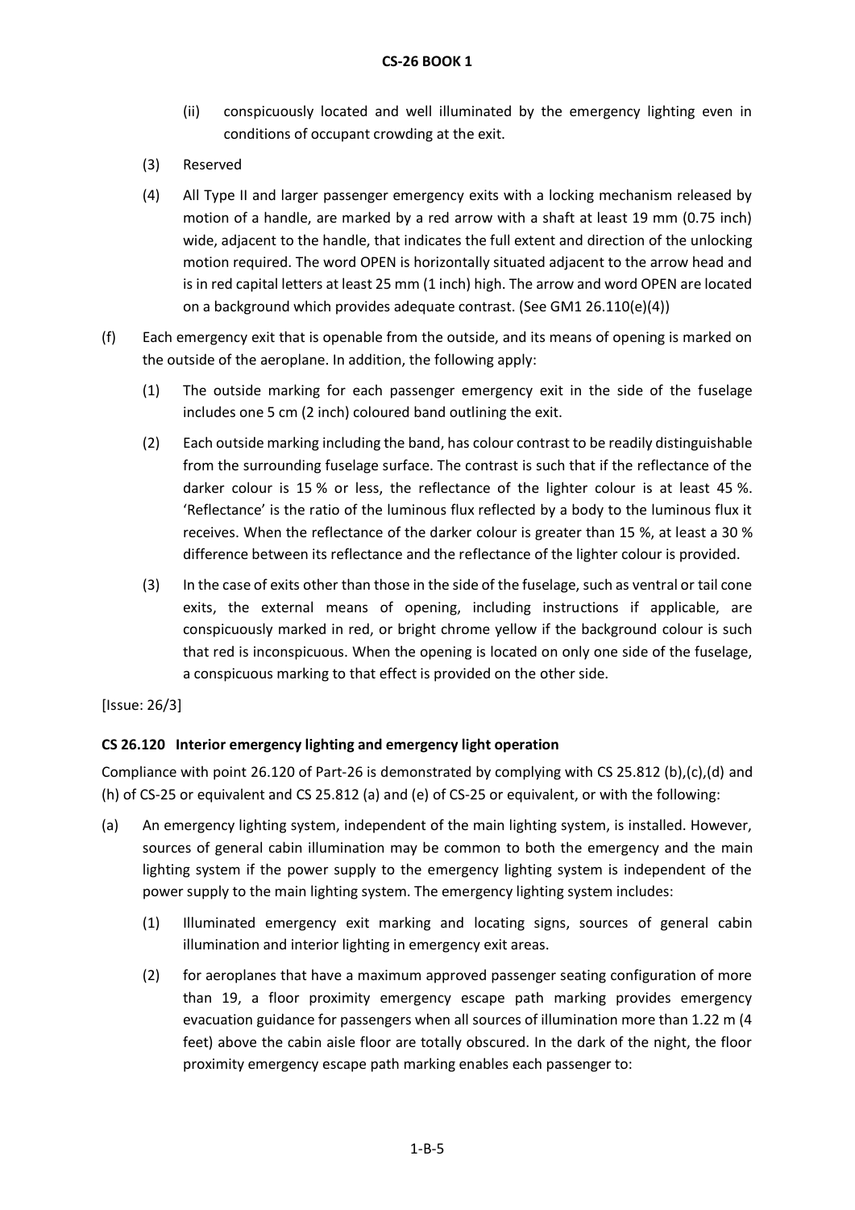(ii) conspicuously located and well illuminated by the emergency lighting even in conditions of occupant crowding at the exit.

(3) Reserved

(4) All Type II and larger passenger emergency exits with a locking mechanism released by motion of a handle, are marked by a red arrow with a shaft at least 19 mm (0.75 inch) wide, adjacent to the handle, that indicates the full extent and direction of the unlocking motion required. The word OPEN is horizontally situated adjacent to the arrow head and is in red capital letters at least 25 mm (1 inch) high. The arrow and word OPEN are located on a background which provides adequate contrast. (See GM1 26.110(e)(4))

(f) Each emergency exit that is openable from the outside, and its means of opening is marked on the outside of the aeroplane. In addition, the following apply:

(1) The outside marking for each passenger emergency exit in the side of the fuselage includes one 5 cm (2 inch) coloured band outlining the exit.

(2) Each outside marking including the band, has colour contrast to be readily distinguishable from the surrounding fuselage surface. The contrast is such that if the reflectance of the darker colour is 15 % or less, the reflectance of the lighter colour is at least 45 %. 'Reflectance' is the ratio of the luminous flux reflected by a body to the luminous flux it receives. When the reflectance of the darker colour is greater than 15 %, at least a 30 % difference between its reflectance and the reflectance of the lighter colour is provided.

(3) In the case of exits other than those in the side of the fuselage, such as ventral or tail cone exits, the external means of opening, including instructions if applicable, are conspicuously marked in red, or bright chrome yellow if the background colour is such that red is inconspicuous. When the opening is located on only one side of the fuselage, a conspicuous marking to that effect is provided on the other side.

[Issue: 26/3]

### CS 26.120 Interior emergency lighting and emergency light operation

Compliance with point 26.120 of Part-26 is demonstrated by complying with CS 25.812 (b),(c),(d) and (h) of CS-25 or equivalent and CS 25.812 (a) and (e) of CS-25 or equivalent, or with the following:

(a) An emergency lighting system, independent of the main lighting system, is installed. However, sources of general cabin illumination may be common to both the emergency and the main lighting system if the power supply to the emergency lighting system is independent of the power supply to the main lighting system. The emergency lighting system includes:

(1) Illuminated emergency exit marking and locating signs, sources of general cabin illumination and interior lighting in emergency exit areas.

(2) for aeroplanes that have a maximum approved passenger seating configuration of more than 19, a floor proximity emergency escape path marking provides emergency evacuation guidance for passengers when all sources of illumination more than 1.22 m (4 feet) above the cabin aisle floor are totally obscured. In the dark of the night, the floor proximity emergency escape path marking enables each passenger to: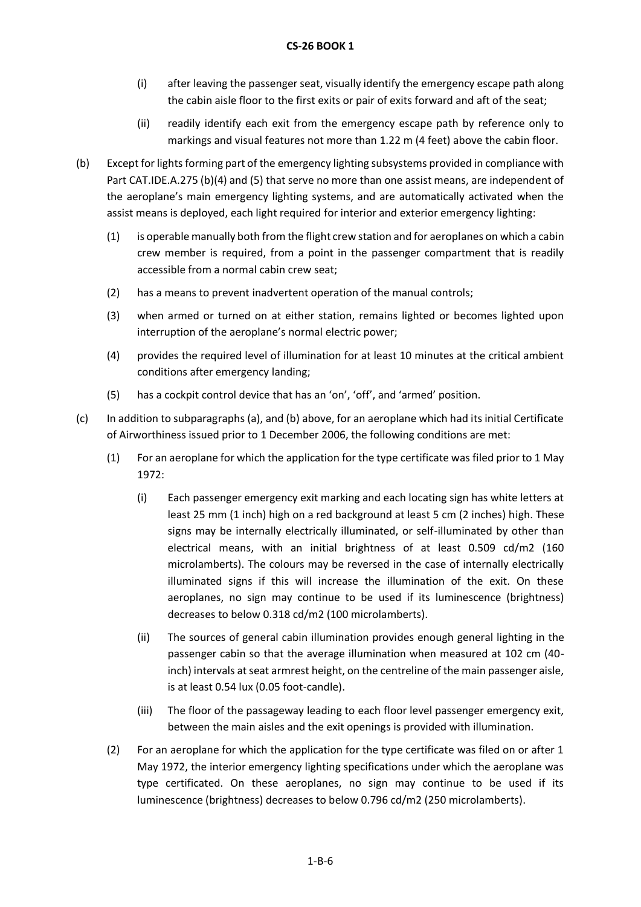(i) after leaving the passenger seat, visually identify the emergency escape path along the cabin aisle floor to the first exits or pair of exits forward and aft of the seat;

(ii) readily identify each exit from the emergency escape path by reference only to markings and visual features not more than 1.22 m (4 feet) above the cabin floor.

(b) Except for lights forming part of the emergency lighting subsystems provided in compliance with Part CAT.IDE.A.275 (b)(4) and (5) that serve no more than one assist means, are independent of the aeroplane's main emergency lighting systems, and are automatically activated when the assist means is deployed, each light required for interior and exterior emergency lighting:

(1) is operable manually both from the flight crew station and for aeroplanes on which a cabin crew member is required, from a point in the passenger compartment that is readily accessible from a normal cabin crew seat;

(2) has a means to prevent inadvertent operation of the manual controls;

(3) when armed or turned on at either station, remains lighted or becomes lighted upon interruption of the aeroplane's normal electric power;

(4) provides the required level of illumination for at least 10 minutes at the critical ambient conditions after emergency landing;

(5) has a cockpit control device that has an 'on', 'off', and 'armed' position.

(c) In addition to subparagraphs (a), and (b) above, for an aeroplane which had its initial Certificate of Airworthiness issued prior to 1 December 2006, the following conditions are met:

(1) For an aeroplane for which the application for the type certificate was filed prior to 1 May 1972:

(i) Each passenger emergency exit marking and each locating sign has white letters at least 25 mm (1 inch) high on a red background at least 5 cm (2 inches) high. These signs may be internally electrically illuminated, or self-illuminated by other than electrical means, with an initial brightness of at least 0.509 cd/m2 (160 microlamberts). The colours may be reversed in the case of internally electrically illuminated signs if this will increase the illumination of the exit. On these aeroplanes, no sign may continue to be used if its luminescence (brightness) decreases to below 0.318 cd/m2 (100 microlamberts).

(ii) The sources of general cabin illumination provides enough general lighting in the passenger cabin so that the average illumination when measured at 102 cm (40-inch) intervals at seat armrest height, on the centreline of the main passenger aisle, is at least 0.54 lux (0.05 foot-candle).

(iii) The floor of the passageway leading to each floor level passenger emergency exit, between the main aisles and the exit openings is provided with illumination.

(2) For an aeroplane for which the application for the type certificate was filed on or after 1 May 1972, the interior emergency lighting specifications under which the aeroplane was type certificated. On these aeroplanes, no sign may continue to be used if its luminescence (brightness) decreases to below 0.796 cd/m2 (250 microlamberts).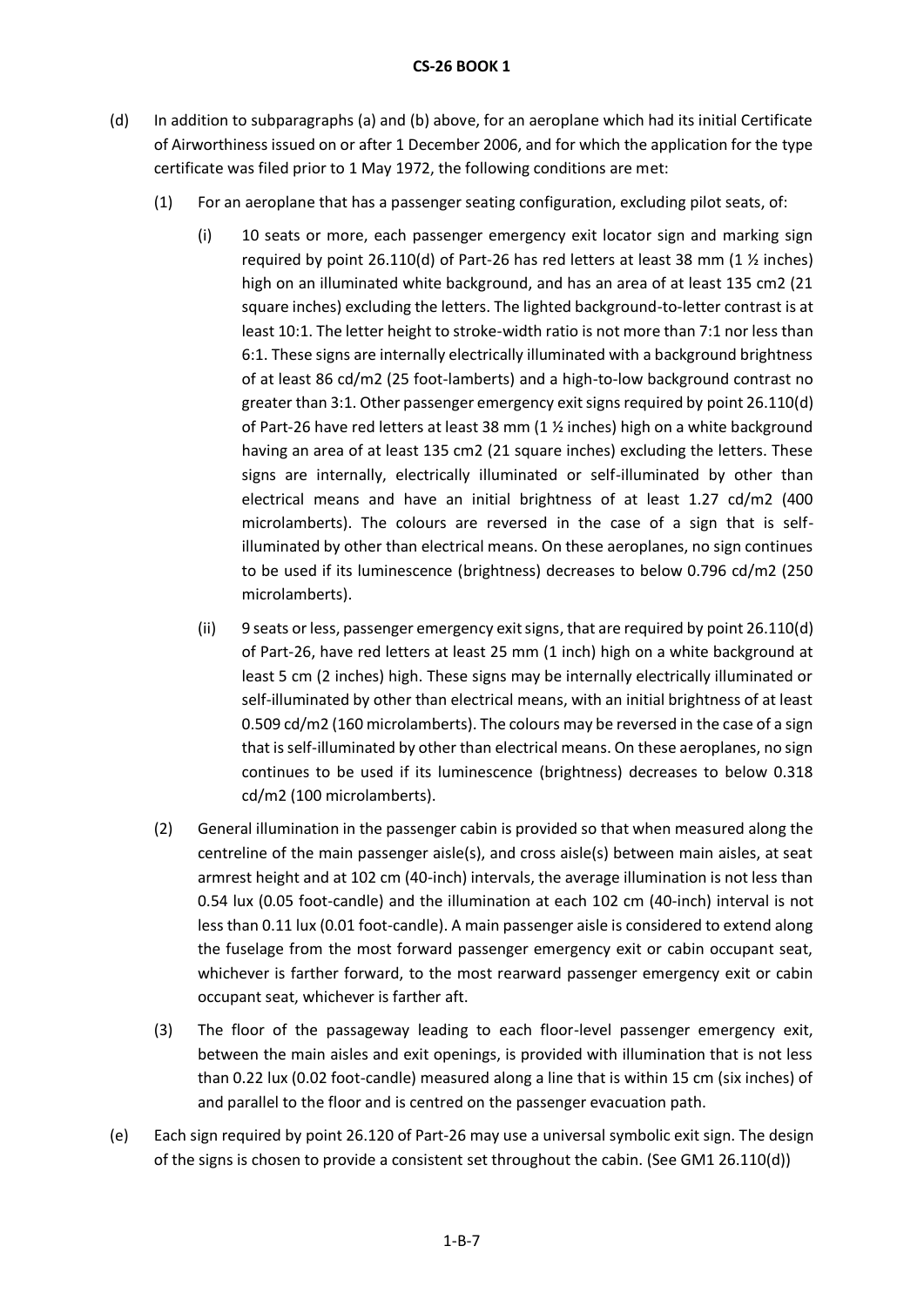(d) In addition to subparagraphs (a) and (b) above, for an aeroplane which had its initial Certificate of Airworthiness issued on or after 1 December 2006, and for which the application for the type certificate was filed prior to 1 May 1972, the following conditions are met:

(1) For an aeroplane that has a passenger seating configuration, excluding pilot seats, of:

(i) 10 seats or more, each passenger emergency exit locator sign and marking sign required by point 26.110(d) of Part-26 has red letters at least 38 mm (1 ½ inches) high on an illuminated white background, and has an area of at least 135 cm2 (21 square inches) excluding the letters. The lighted background-to-letter contrast is at least 10:1. The letter height to stroke-width ratio is not more than 7:1 nor less than 6:1. These signs are internally electrically illuminated with a background brightness of at least 86 cd/m2 (25 foot-lamberts) and a high-to-low background contrast no greater than 3:1. Other passenger emergency exit signs required by point 26.110(d) of Part-26 have red letters at least 38 mm (1 ½ inches) high on a white background having an area of at least 135 cm2 (21 square inches) excluding the letters. These signs are internally, electrically illuminated or self-illuminated by other than electrical means and have an initial brightness of at least 1.27 cd/m2 (400 microlamberts). The colours are reversed in the case of a sign that is self-illuminated by other than electrical means. On these aeroplanes, no sign continues to be used if its luminescence (brightness) decreases to below 0.796 cd/m2 (250 microlamberts).

(ii) 9 seats or less, passenger emergency exit signs, that are required by point 26.110(d) of Part-26, have red letters at least 25 mm (1 inch) high on a white background at least 5 cm (2 inches) high. These signs may be internally electrically illuminated or self-illuminated by other than electrical means, with an initial brightness of at least 0.509 cd/m2 (160 microlamberts). The colours may be reversed in the case of a sign that is self-illuminated by other than electrical means. On these aeroplanes, no sign continues to be used if its luminescence (brightness) decreases to below 0.318 cd/m2 (100 microlamberts).

(2) General illumination in the passenger cabin is provided so that when measured along the centreline of the main passenger aisle(s), and cross aisle(s) between main aisles, at seat armrest height and at 102 cm (40-inch) intervals, the average illumination is not less than 0.54 lux (0.05 foot-candle) and the illumination at each 102 cm (40-inch) interval is not less than 0.11 lux (0.01 foot-candle). A main passenger aisle is considered to extend along the fuselage from the most forward passenger emergency exit or cabin occupant seat, whichever is farther forward, to the most rearward passenger emergency exit or cabin occupant seat, whichever is farther aft.

(3) The floor of the passageway leading to each floor-level passenger emergency exit, between the main aisles and exit openings, is provided with illumination that is not less than 0.22 lux (0.02 foot-candle) measured along a line that is within 15 cm (six inches) of and parallel to the floor and is centred on the passenger evacuation path.

(e) Each sign required by point 26.120 of Part-26 may use a universal symbolic exit sign. The design of the signs is chosen to provide a consistent set throughout the cabin. (See GM1 26.110(d))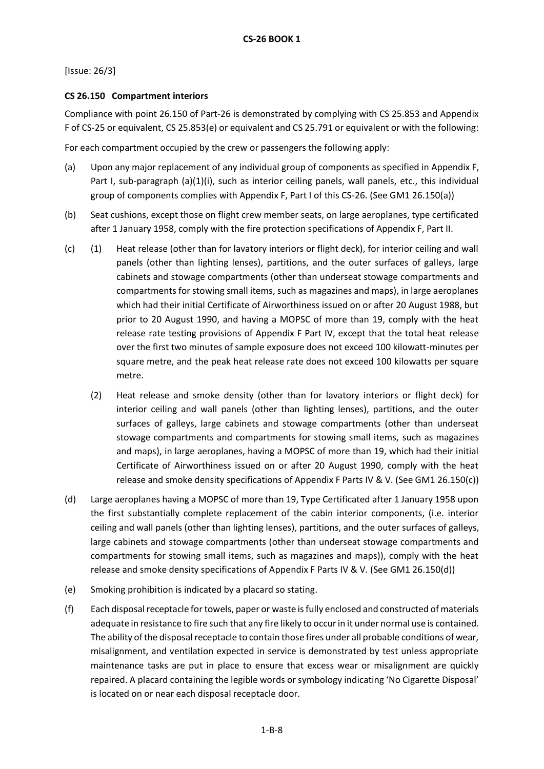[Issue: 26/3]

### CS 26.150 Compartment interiors

Compliance with point 26.150 of Part-26 is demonstrated by complying with CS 25.853 and Appendix F of CS-25 or equivalent, CS 25.853(e) or equivalent and CS 25.791 or equivalent or with the following:

For each compartment occupied by the crew or passengers the following apply:

(a) Upon any major replacement of any individual group of components as specified in Appendix F, Part I, sub-paragraph (a)(1)(i), such as interior ceiling panels, wall panels, etc., this individual group of components complies with Appendix F, Part I of this CS-26. (See GM1 26.150(a))

(b) Seat cushions, except those on flight crew member seats, on large aeroplanes, type certificated after 1 January 1958, comply with the fire protection specifications of Appendix F, Part II.

(c) (1) Heat release (other than for lavatory interiors or flight deck), for interior ceiling and wall panels (other than lighting lenses), partitions, and the outer surfaces of galleys, large cabinets and stowage compartments (other than underseat stowage compartments and compartments for stowing small items, such as magazines and maps), in large aeroplanes which had their initial Certificate of Airworthiness issued on or after 20 August 1988, but prior to 20 August 1990, and having a MOPSC of more than 19, comply with the heat release rate testing provisions of Appendix F Part IV, except that the total heat release over the first two minutes of sample exposure does not exceed 100 kilowatt-minutes per square metre, and the peak heat release rate does not exceed 100 kilowatts per square metre.

(2) Heat release and smoke density (other than for lavatory interiors or flight deck) for interior ceiling and wall panels (other than lighting lenses), partitions, and the outer surfaces of galleys, large cabinets and stowage compartments (other than underseat stowage compartments and compartments for stowing small items, such as magazines and maps), in large aeroplanes, having a MOPSC of more than 19, which had their initial Certificate of Airworthiness issued on or after 20 August 1990, comply with the heat release and smoke density specifications of Appendix F Parts IV & V. (See GM1 26.150(c))

(d) Large aeroplanes having a MOPSC of more than 19, Type Certificated after 1 January 1958 upon the first substantially complete replacement of the cabin interior components, (i.e. interior ceiling and wall panels (other than lighting lenses), partitions, and the outer surfaces of galleys, large cabinets and stowage compartments (other than underseat stowage compartments and compartments for stowing small items, such as magazines and maps)), comply with the heat release and smoke density specifications of Appendix F Parts IV & V. (See GM1 26.150(d))

(e) Smoking prohibition is indicated by a placard so stating.

(f) Each disposal receptacle for towels, paper or waste is fully enclosed and constructed of materials adequate in resistance to fire such that any fire likely to occur in it under normal use is contained. The ability of the disposal receptacle to contain those fires under all probable conditions of wear, misalignment, and ventilation expected in service is demonstrated by test unless appropriate maintenance tasks are put in place to ensure that excess wear or misalignment are quickly repaired. A placard containing the legible words or symbology indicating 'No Cigarette Disposal' is located on or near each disposal receptacle door.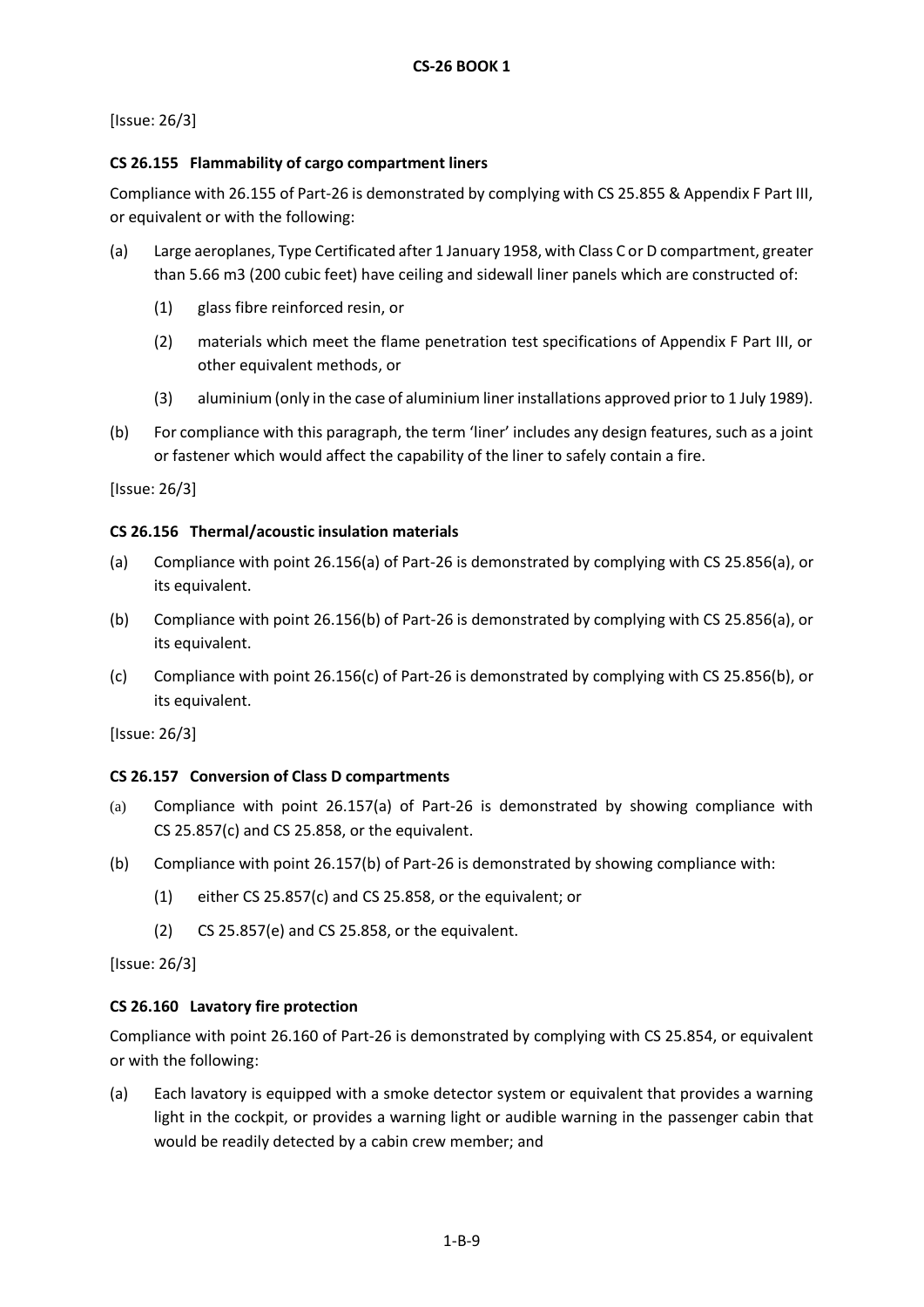[Issue: 26/3]

### CS 26.155 Flammability of cargo compartment liners

Compliance with 26.155 of Part-26 is demonstrated by complying with CS 25.855 & Appendix F Part III, or equivalent or with the following:

(a) Large aeroplanes, Type Certificated after 1 January 1958, with Class C or D compartment, greater than 5.66 m3 (200 cubic feet) have ceiling and sidewall liner panels which are constructed of:

  (1) glass fibre reinforced resin, or

  (2) materials which meet the flame penetration test specifications of Appendix F Part III, or other equivalent methods, or

  (3) aluminium (only in the case of aluminium liner installations approved prior to 1 July 1989).

(b) For compliance with this paragraph, the term 'liner' includes any design features, such as a joint or fastener which would affect the capability of the liner to safely contain a fire.

[Issue: 26/3]

### CS 26.156 Thermal/acoustic insulation materials

(a) Compliance with point 26.156(a) of Part-26 is demonstrated by complying with CS 25.856(a), or its equivalent.

(b) Compliance with point 26.156(b) of Part-26 is demonstrated by complying with CS 25.856(a), or its equivalent.

(c) Compliance with point 26.156(c) of Part-26 is demonstrated by complying with CS 25.856(b), or its equivalent.

[Issue: 26/3]

### CS 26.157 Conversion of Class D compartments

(a) Compliance with point 26.157(a) of Part-26 is demonstrated by showing compliance with CS 25.857(c) and CS 25.858, or the equivalent.

(b) Compliance with point 26.157(b) of Part-26 is demonstrated by showing compliance with:

  (1) either CS 25.857(c) and CS 25.858, or the equivalent; or

  (2) CS 25.857(e) and CS 25.858, or the equivalent.

[Issue: 26/3]

### CS 26.160 Lavatory fire protection

Compliance with point 26.160 of Part-26 is demonstrated by complying with CS 25.854, or equivalent or with the following:

(a) Each lavatory is equipped with a smoke detector system or equivalent that provides a warning light in the cockpit, or provides a warning light or audible warning in the passenger cabin that would be readily detected by a cabin crew member; and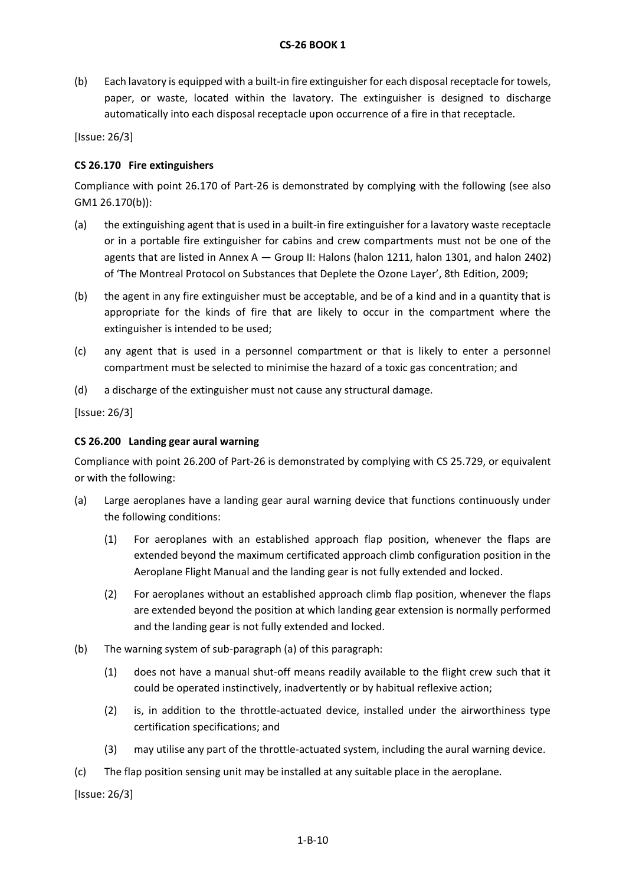(b) Each lavatory is equipped with a built-in fire extinguisher for each disposal receptacle for towels, paper, or waste, located within the lavatory. The extinguisher is designed to discharge automatically into each disposal receptacle upon occurrence of a fire in that receptacle.

[Issue: 26/3]

### CS 26.170 Fire extinguishers

Compliance with point 26.170 of Part-26 is demonstrated by complying with the following (see also GM1 26.170(b)):

(a) the extinguishing agent that is used in a built-in fire extinguisher for a lavatory waste receptacle or in a portable fire extinguisher for cabins and crew compartments must not be one of the agents that are listed in Annex A — Group II: Halons (halon 1211, halon 1301, and halon 2402) of 'The Montreal Protocol on Substances that Deplete the Ozone Layer', 8th Edition, 2009;

(b) the agent in any fire extinguisher must be acceptable, and be of a kind and in a quantity that is appropriate for the kinds of fire that are likely to occur in the compartment where the extinguisher is intended to be used;

(c) any agent that is used in a personnel compartment or that is likely to enter a personnel compartment must be selected to minimise the hazard of a toxic gas concentration; and

(d) a discharge of the extinguisher must not cause any structural damage.

[Issue: 26/3]

### CS 26.200 Landing gear aural warning

Compliance with point 26.200 of Part-26 is demonstrated by complying with CS 25.729, or equivalent or with the following:

(a) Large aeroplanes have a landing gear aural warning device that functions continuously under the following conditions:

  (1) For aeroplanes with an established approach flap position, whenever the flaps are extended beyond the maximum certificated approach climb configuration position in the Aeroplane Flight Manual and the landing gear is not fully extended and locked.

  (2) For aeroplanes without an established approach climb flap position, whenever the flaps are extended beyond the position at which landing gear extension is normally performed and the landing gear is not fully extended and locked.

(b) The warning system of sub-paragraph (a) of this paragraph:

  (1) does not have a manual shut-off means readily available to the flight crew such that it could be operated instinctively, inadvertently or by habitual reflexive action;

  (2) is, in addition to the throttle-actuated device, installed under the airworthiness type certification specifications; and

  (3) may utilise any part of the throttle-actuated system, including the aural warning device.

(c) The flap position sensing unit may be installed at any suitable place in the aeroplane.

[Issue: 26/3]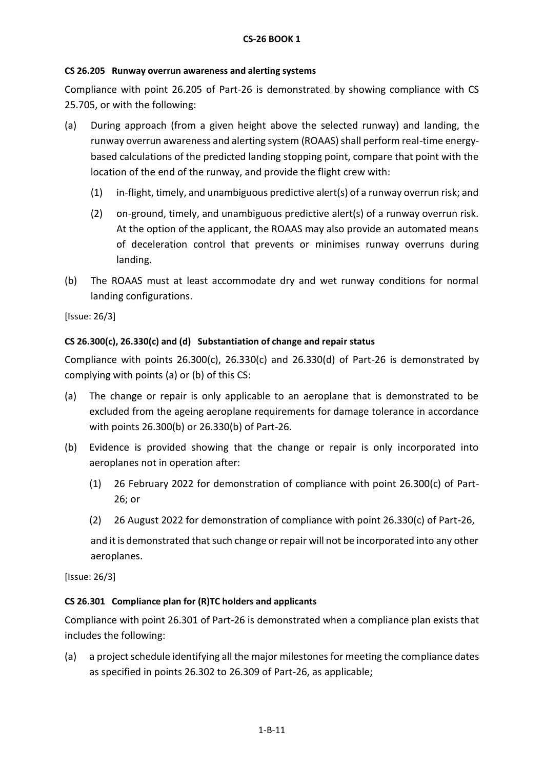### CS 26.205 Runway overrun awareness and alerting systems

Compliance with point 26.205 of Part-26 is demonstrated by showing compliance with CS 25.705, or with the following:

(a) During approach (from a given height above the selected runway) and landing, the runway overrun awareness and alerting system (ROAAS) shall perform real-time energy-based calculations of the predicted landing stopping point, compare that point with the location of the end of the runway, and provide the flight crew with:

  (1) in-flight, timely, and unambiguous predictive alert(s) of a runway overrun risk; and

  (2) on-ground, timely, and unambiguous predictive alert(s) of a runway overrun risk. At the option of the applicant, the ROAAS may also provide an automated means of deceleration control that prevents or minimises runway overruns during landing.

(b) The ROAAS must at least accommodate dry and wet runway conditions for normal landing configurations.

[Issue: 26/3]

### CS 26.300(c), 26.330(c) and (d) Substantiation of change and repair status

Compliance with points 26.300(c), 26.330(c) and 26.330(d) of Part-26 is demonstrated by complying with points (a) or (b) of this CS:

(a) The change or repair is only applicable to an aeroplane that is demonstrated to be excluded from the ageing aeroplane requirements for damage tolerance in accordance with points 26.300(b) or 26.330(b) of Part-26.

(b) Evidence is provided showing that the change or repair is only incorporated into aeroplanes not in operation after:

  (1) 26 February 2022 for demonstration of compliance with point 26.300(c) of Part-26; or

  (2) 26 August 2022 for demonstration of compliance with point 26.330(c) of Part-26,

  and it is demonstrated that such change or repair will not be incorporated into any other aeroplanes.

[Issue: 26/3]

### CS 26.301 Compliance plan for (R)TC holders and applicants

Compliance with point 26.301 of Part-26 is demonstrated when a compliance plan exists that includes the following:

(a) a project schedule identifying all the major milestones for meeting the compliance dates as specified in points 26.302 to 26.309 of Part-26, as applicable;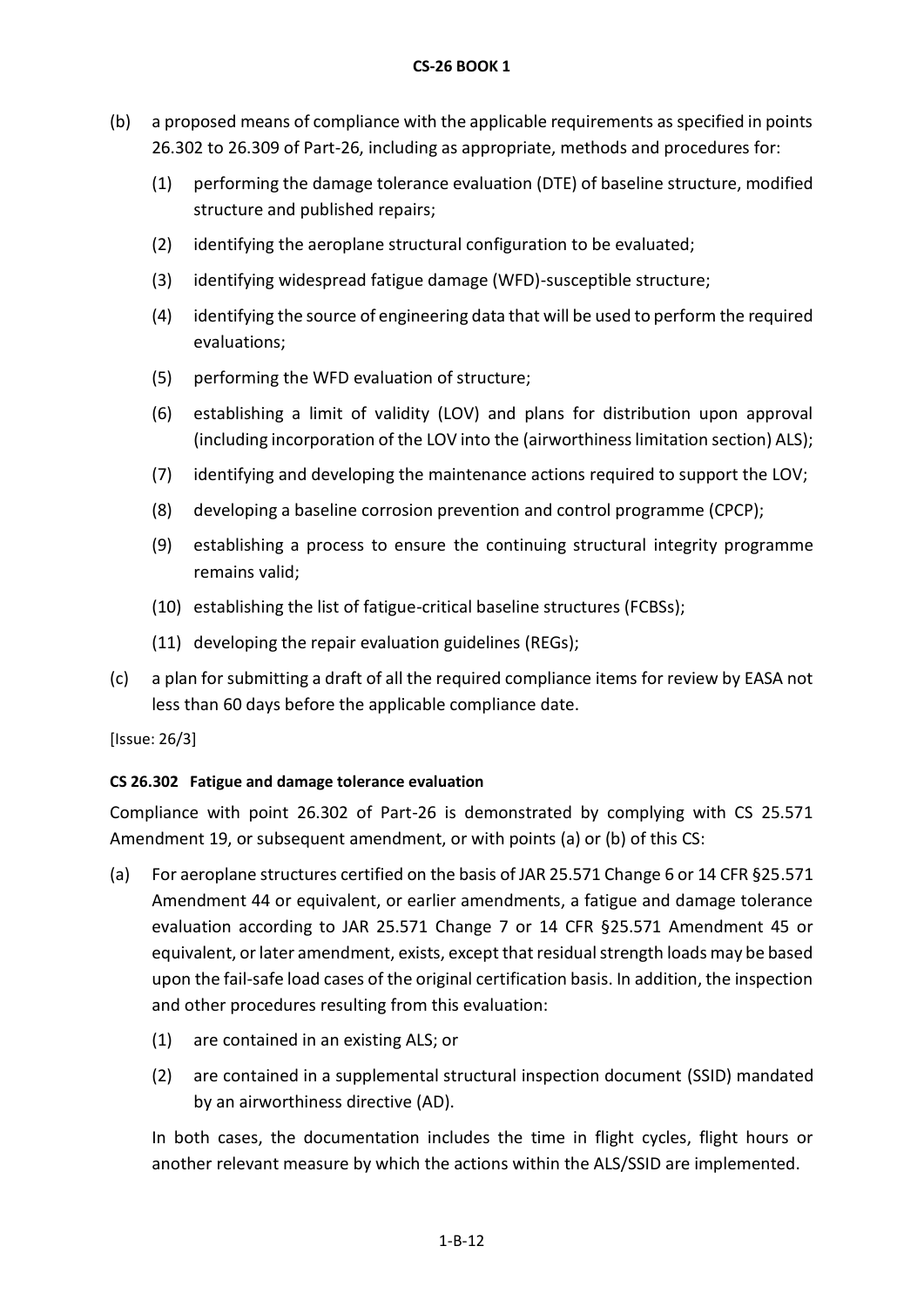(b) a proposed means of compliance with the applicable requirements as specified in points 26.302 to 26.309 of Part-26, including as appropriate, methods and procedures for:

 (1) performing the damage tolerance evaluation (DTE) of baseline structure, modified structure and published repairs;

 (2) identifying the aeroplane structural configuration to be evaluated;

 (3) identifying widespread fatigue damage (WFD)-susceptible structure;

 (4) identifying the source of engineering data that will be used to perform the required evaluations;

 (5) performing the WFD evaluation of structure;

 (6) establishing a limit of validity (LOV) and plans for distribution upon approval (including incorporation of the LOV into the (airworthiness limitation section) ALS);

 (7) identifying and developing the maintenance actions required to support the LOV;

 (8) developing a baseline corrosion prevention and control programme (CPCP);

 (9) establishing a process to ensure the continuing structural integrity programme remains valid;

 (10) establishing the list of fatigue-critical baseline structures (FCBSs);

 (11) developing the repair evaluation guidelines (REGs);

(c) a plan for submitting a draft of all the required compliance items for review by EASA not less than 60 days before the applicable compliance date.

[Issue: 26/3]

**CS 26.302 Fatigue and damage tolerance evaluation**

Compliance with point 26.302 of Part-26 is demonstrated by complying with CS 25.571 Amendment 19, or subsequent amendment, or with points (a) or (b) of this CS:

(a) For aeroplane structures certified on the basis of JAR 25.571 Change 6 or 14 CFR §25.571 Amendment 44 or equivalent, or earlier amendments, a fatigue and damage tolerance evaluation according to JAR 25.571 Change 7 or 14 CFR §25.571 Amendment 45 or equivalent, or later amendment, exists, except that residual strength loads may be based upon the fail-safe load cases of the original certification basis. In addition, the inspection and other procedures resulting from this evaluation:

 (1) are contained in an existing ALS; or

 (2) are contained in a supplemental structural inspection document (SSID) mandated by an airworthiness directive (AD).

 In both cases, the documentation includes the time in flight cycles, flight hours or another relevant measure by which the actions within the ALS/SSID are implemented.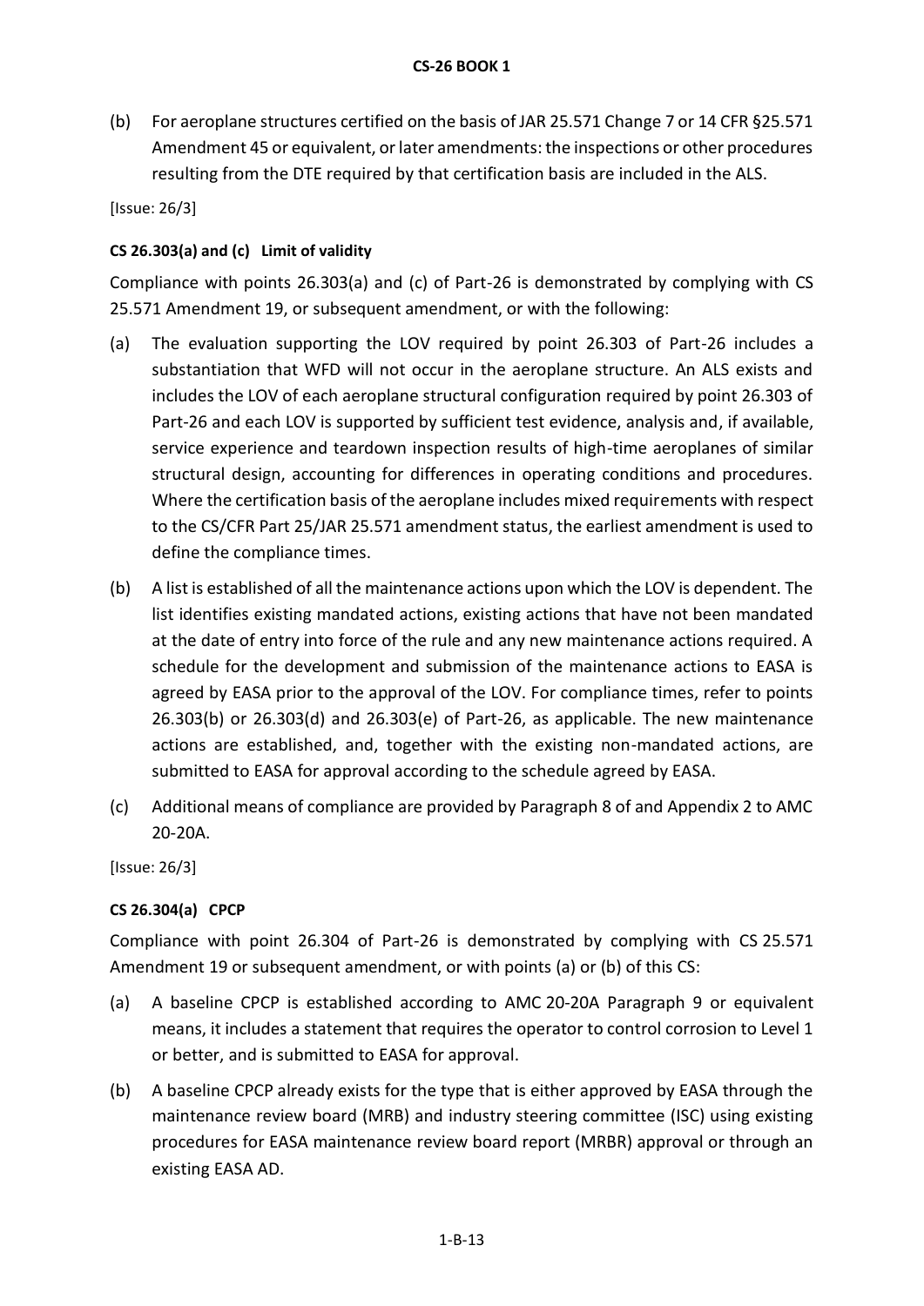(b) For aeroplane structures certified on the basis of JAR 25.571 Change 7 or 14 CFR §25.571 Amendment 45 or equivalent, or later amendments: the inspections or other procedures resulting from the DTE required by that certification basis are included in the ALS.

[Issue: 26/3]

### CS 26.303(a) and (c) Limit of validity

Compliance with points 26.303(a) and (c) of Part-26 is demonstrated by complying with CS 25.571 Amendment 19, or subsequent amendment, or with the following:

(a) The evaluation supporting the LOV required by point 26.303 of Part-26 includes a substantiation that WFD will not occur in the aeroplane structure. An ALS exists and includes the LOV of each aeroplane structural configuration required by point 26.303 of Part-26 and each LOV is supported by sufficient test evidence, analysis and, if available, service experience and teardown inspection results of high-time aeroplanes of similar structural design, accounting for differences in operating conditions and procedures. Where the certification basis of the aeroplane includes mixed requirements with respect to the CS/CFR Part 25/JAR 25.571 amendment status, the earliest amendment is used to define the compliance times.

(b) A list is established of all the maintenance actions upon which the LOV is dependent. The list identifies existing mandated actions, existing actions that have not been mandated at the date of entry into force of the rule and any new maintenance actions required. A schedule for the development and submission of the maintenance actions to EASA is agreed by EASA prior to the approval of the LOV. For compliance times, refer to points 26.303(b) or 26.303(d) and 26.303(e) of Part-26, as applicable. The new maintenance actions are established, and, together with the existing non-mandated actions, are submitted to EASA for approval according to the schedule agreed by EASA.

(c) Additional means of compliance are provided by Paragraph 8 of and Appendix 2 to AMC 20-20A.

[Issue: 26/3]

### CS 26.304(a) CPCP

Compliance with point 26.304 of Part-26 is demonstrated by complying with CS 25.571 Amendment 19 or subsequent amendment, or with points (a) or (b) of this CS:

(a) A baseline CPCP is established according to AMC 20-20A Paragraph 9 or equivalent means, it includes a statement that requires the operator to control corrosion to Level 1 or better, and is submitted to EASA for approval.

(b) A baseline CPCP already exists for the type that is either approved by EASA through the maintenance review board (MRB) and industry steering committee (ISC) using existing procedures for EASA maintenance review board report (MRBR) approval or through an existing EASA AD.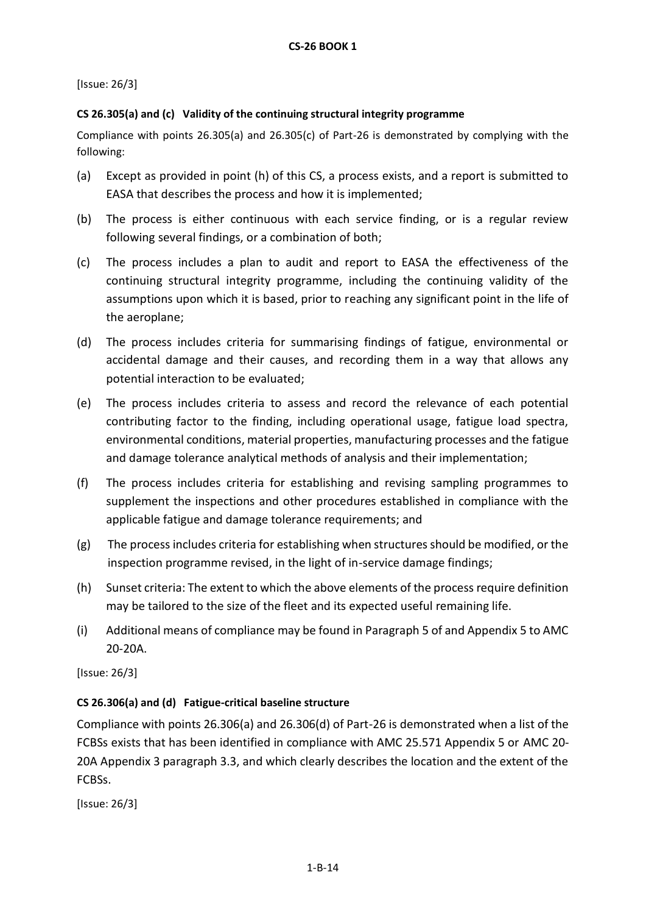[Issue: 26/3]

**CS 26.305(a) and (c) Validity of the continuing structural integrity programme**

Compliance with points 26.305(a) and 26.305(c) of Part-26 is demonstrated by complying with the following:

(a) Except as provided in point (h) of this CS, a process exists, and a report is submitted to EASA that describes the process and how it is implemented;

(b) The process is either continuous with each service finding, or is a regular review following several findings, or a combination of both;

(c) The process includes a plan to audit and report to EASA the effectiveness of the continuing structural integrity programme, including the continuing validity of the assumptions upon which it is based, prior to reaching any significant point in the life of the aeroplane;

(d) The process includes criteria for summarising findings of fatigue, environmental or accidental damage and their causes, and recording them in a way that allows any potential interaction to be evaluated;

(e) The process includes criteria to assess and record the relevance of each potential contributing factor to the finding, including operational usage, fatigue load spectra, environmental conditions, material properties, manufacturing processes and the fatigue and damage tolerance analytical methods of analysis and their implementation;

(f) The process includes criteria for establishing and revising sampling programmes to supplement the inspections and other procedures established in compliance with the applicable fatigue and damage tolerance requirements; and

(g) The process includes criteria for establishing when structures should be modified, or the inspection programme revised, in the light of in-service damage findings;

(h) Sunset criteria: The extent to which the above elements of the process require definition may be tailored to the size of the fleet and its expected useful remaining life.

(i) Additional means of compliance may be found in Paragraph 5 of and Appendix 5 to AMC 20-20A.

[Issue: 26/3]

**CS 26.306(a) and (d) Fatigue-critical baseline structure**

Compliance with points 26.306(a) and 26.306(d) of Part-26 is demonstrated when a list of the FCBSs exists that has been identified in compliance with AMC 25.571 Appendix 5 or AMC 20-20A Appendix 3 paragraph 3.3, and which clearly describes the location and the extent of the FCBSs.

[Issue: 26/3]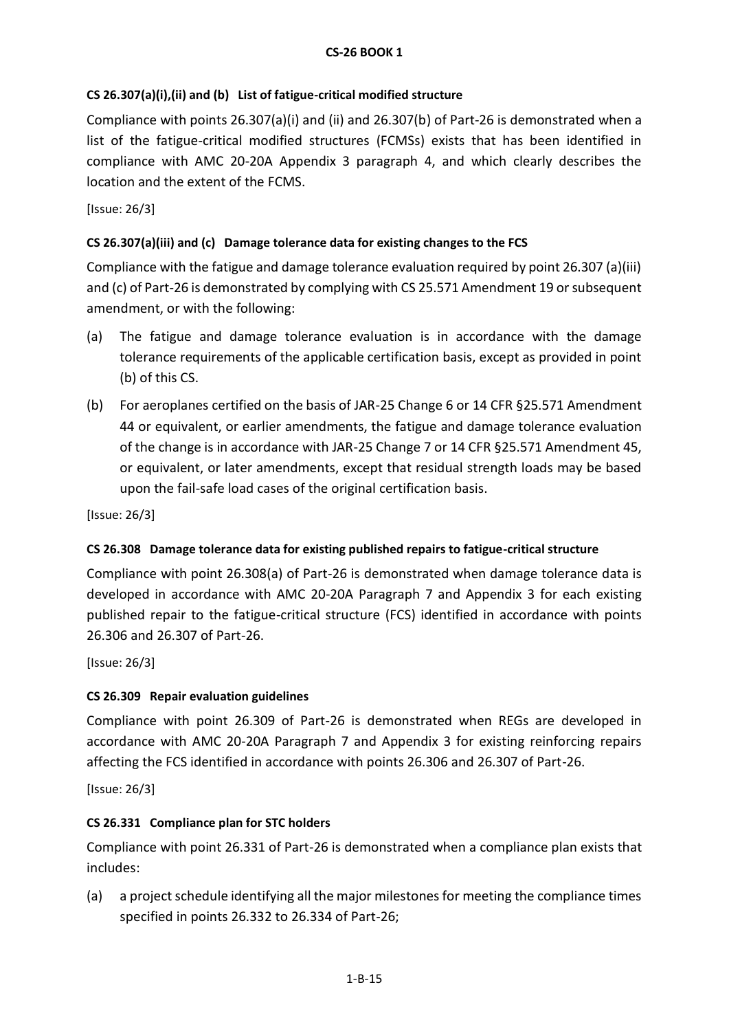### CS 26.307(a)(i),(ii) and (b) List of fatigue-critical modified structure

Compliance with points 26.307(a)(i) and (ii) and 26.307(b) of Part-26 is demonstrated when a list of the fatigue-critical modified structures (FCMSs) exists that has been identified in compliance with AMC 20-20A Appendix 3 paragraph 4, and which clearly describes the location and the extent of the FCMS.

[Issue: 26/3]

### CS 26.307(a)(iii) and (c) Damage tolerance data for existing changes to the FCS

Compliance with the fatigue and damage tolerance evaluation required by point 26.307 (a)(iii) and (c) of Part-26 is demonstrated by complying with CS 25.571 Amendment 19 or subsequent amendment, or with the following:

(a) The fatigue and damage tolerance evaluation is in accordance with the damage tolerance requirements of the applicable certification basis, except as provided in point (b) of this CS.

(b) For aeroplanes certified on the basis of JAR-25 Change 6 or 14 CFR §25.571 Amendment 44 or equivalent, or earlier amendments, the fatigue and damage tolerance evaluation of the change is in accordance with JAR-25 Change 7 or 14 CFR §25.571 Amendment 45, or equivalent, or later amendments, except that residual strength loads may be based upon the fail-safe load cases of the original certification basis.

[Issue: 26/3]

### CS 26.308 Damage tolerance data for existing published repairs to fatigue-critical structure

Compliance with point 26.308(a) of Part-26 is demonstrated when damage tolerance data is developed in accordance with AMC 20-20A Paragraph 7 and Appendix 3 for each existing published repair to the fatigue-critical structure (FCS) identified in accordance with points 26.306 and 26.307 of Part-26.

[Issue: 26/3]

### CS 26.309 Repair evaluation guidelines

Compliance with point 26.309 of Part-26 is demonstrated when REGs are developed in accordance with AMC 20-20A Paragraph 7 and Appendix 3 for existing reinforcing repairs affecting the FCS identified in accordance with points 26.306 and 26.307 of Part-26.

[Issue: 26/3]

### CS 26.331 Compliance plan for STC holders

Compliance with point 26.331 of Part-26 is demonstrated when a compliance plan exists that includes:

(a) a project schedule identifying all the major milestones for meeting the compliance times specified in points 26.332 to 26.334 of Part-26;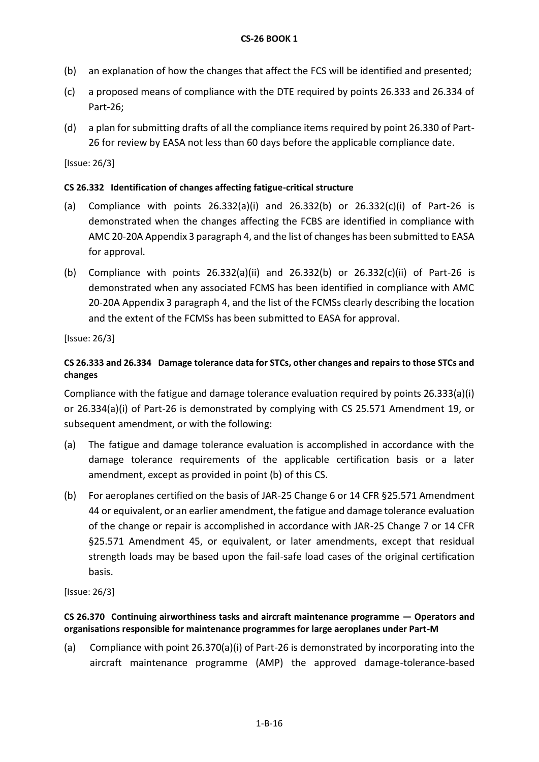(b) an explanation of how the changes that affect the FCS will be identified and presented;

(c) a proposed means of compliance with the DTE required by points 26.333 and 26.334 of Part-26;

(d) a plan for submitting drafts of all the compliance items required by point 26.330 of Part-26 for review by EASA not less than 60 days before the applicable compliance date.

[Issue: 26/3]

### CS 26.332 Identification of changes affecting fatigue-critical structure

(a) Compliance with points 26.332(a)(i) and 26.332(b) or 26.332(c)(i) of Part-26 is demonstrated when the changes affecting the FCBS are identified in compliance with AMC 20-20A Appendix 3 paragraph 4, and the list of changes has been submitted to EASA for approval.

(b) Compliance with points 26.332(a)(ii) and 26.332(b) or 26.332(c)(ii) of Part-26 is demonstrated when any associated FCMS has been identified in compliance with AMC 20-20A Appendix 3 paragraph 4, and the list of the FCMSs clearly describing the location and the extent of the FCMSs has been submitted to EASA for approval.

[Issue: 26/3]

### CS 26.333 and 26.334 Damage tolerance data for STCs, other changes and repairs to those STCs and changes

Compliance with the fatigue and damage tolerance evaluation required by points 26.333(a)(i) or 26.334(a)(i) of Part-26 is demonstrated by complying with CS 25.571 Amendment 19, or subsequent amendment, or with the following:

(a) The fatigue and damage tolerance evaluation is accomplished in accordance with the damage tolerance requirements of the applicable certification basis or a later amendment, except as provided in point (b) of this CS.

(b) For aeroplanes certified on the basis of JAR-25 Change 6 or 14 CFR §25.571 Amendment 44 or equivalent, or an earlier amendment, the fatigue and damage tolerance evaluation of the change or repair is accomplished in accordance with JAR-25 Change 7 or 14 CFR §25.571 Amendment 45, or equivalent, or later amendments, except that residual strength loads may be based upon the fail-safe load cases of the original certification basis.

[Issue: 26/3]

### CS 26.370 Continuing airworthiness tasks and aircraft maintenance programme — Operators and organisations responsible for maintenance programmes for large aeroplanes under Part-M

(a) Compliance with point 26.370(a)(i) of Part-26 is demonstrated by incorporating into the aircraft maintenance programme (AMP) the approved damage-tolerance-based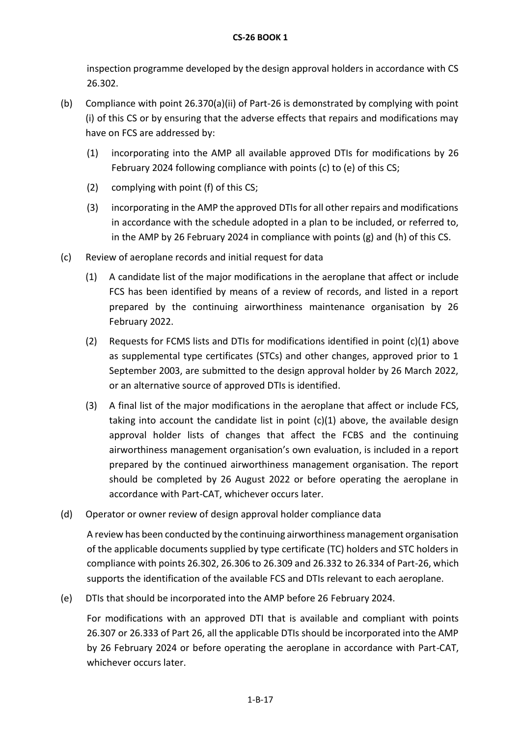inspection programme developed by the design approval holders in accordance with CS 26.302.

(b) Compliance with point 26.370(a)(ii) of Part-26 is demonstrated by complying with point (i) of this CS or by ensuring that the adverse effects that repairs and modifications may have on FCS are addressed by:

   (1) incorporating into the AMP all available approved DTIs for modifications by 26 February 2024 following compliance with points (c) to (e) of this CS;

   (2) complying with point (f) of this CS;

   (3) incorporating in the AMP the approved DTIs for all other repairs and modifications in accordance with the schedule adopted in a plan to be included, or referred to, in the AMP by 26 February 2024 in compliance with points (g) and (h) of this CS.

(c) Review of aeroplane records and initial request for data

   (1) A candidate list of the major modifications in the aeroplane that affect or include FCS has been identified by means of a review of records, and listed in a report prepared by the continuing airworthiness maintenance organisation by 26 February 2022.

   (2) Requests for FCMS lists and DTIs for modifications identified in point (c)(1) above as supplemental type certificates (STCs) and other changes, approved prior to 1 September 2003, are submitted to the design approval holder by 26 March 2022, or an alternative source of approved DTIs is identified.

   (3) A final list of the major modifications in the aeroplane that affect or include FCS, taking into account the candidate list in point (c)(1) above, the available design approval holder lists of changes that affect the FCBS and the continuing airworthiness management organisation's own evaluation, is included in a report prepared by the continued airworthiness management organisation. The report should be completed by 26 August 2022 or before operating the aeroplane in accordance with Part-CAT, whichever occurs later.

(d) Operator or owner review of design approval holder compliance data

   A review has been conducted by the continuing airworthiness management organisation of the applicable documents supplied by type certificate (TC) holders and STC holders in compliance with points 26.302, 26.306 to 26.309 and 26.332 to 26.334 of Part-26, which supports the identification of the available FCS and DTIs relevant to each aeroplane.

(e) DTIs that should be incorporated into the AMP before 26 February 2024.

   For modifications with an approved DTI that is available and compliant with points 26.307 or 26.333 of Part 26, all the applicable DTIs should be incorporated into the AMP by 26 February 2024 or before operating the aeroplane in accordance with Part-CAT, whichever occurs later.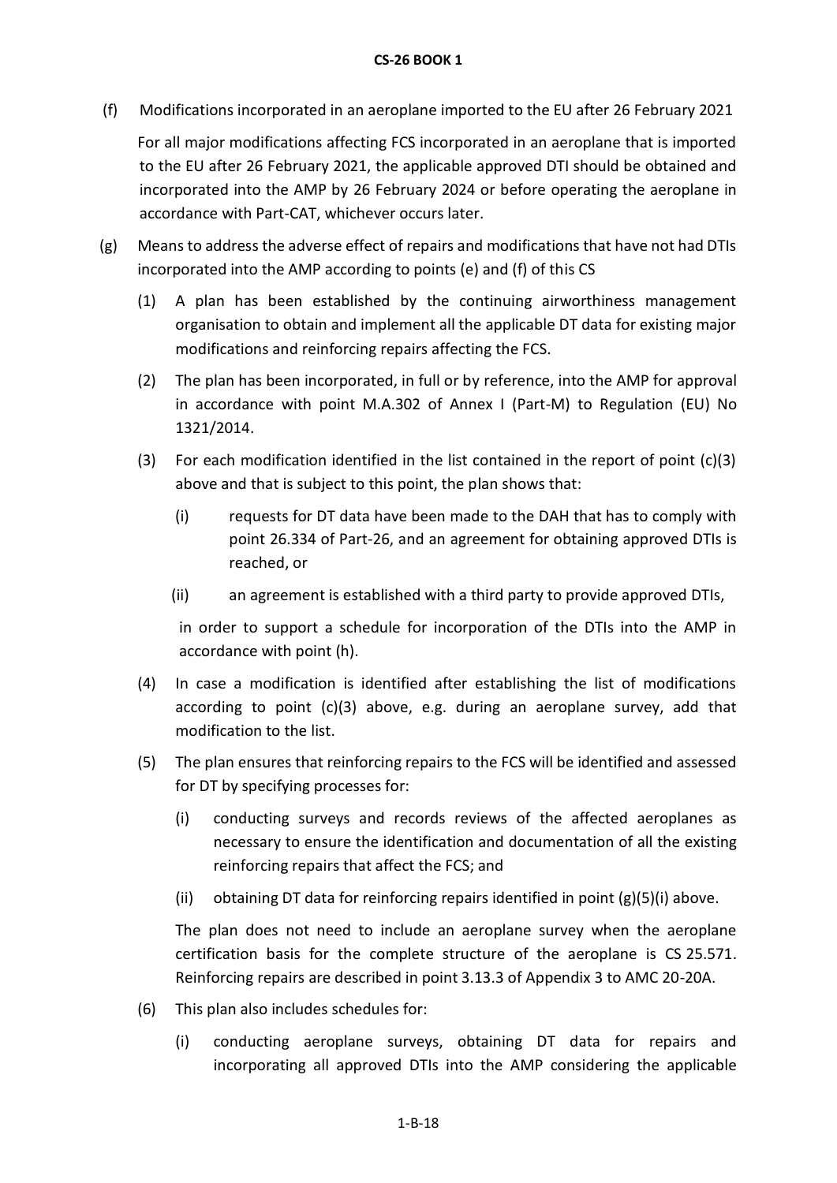(f) Modifications incorporated in an aeroplane imported to the EU after 26 February 2021

For all major modifications affecting FCS incorporated in an aeroplane that is imported to the EU after 26 February 2021, the applicable approved DTI should be obtained and incorporated into the AMP by 26 February 2024 or before operating the aeroplane in accordance with Part-CAT, whichever occurs later.

(g) Means to address the adverse effect of repairs and modifications that have not had DTIs incorporated into the AMP according to points (e) and (f) of this CS

(1) A plan has been established by the continuing airworthiness management organisation to obtain and implement all the applicable DT data for existing major modifications and reinforcing repairs affecting the FCS.

(2) The plan has been incorporated, in full or by reference, into the AMP for approval in accordance with point M.A.302 of Annex I (Part-M) to Regulation (EU) No 1321/2014.

(3) For each modification identified in the list contained in the report of point (c)(3) above and that is subject to this point, the plan shows that:

(i) requests for DT data have been made to the DAH that has to comply with point 26.334 of Part-26, and an agreement for obtaining approved DTIs is reached, or

(ii) an agreement is established with a third party to provide approved DTIs,

in order to support a schedule for incorporation of the DTIs into the AMP in accordance with point (h).

(4) In case a modification is identified after establishing the list of modifications according to point (c)(3) above, e.g. during an aeroplane survey, add that modification to the list.

(5) The plan ensures that reinforcing repairs to the FCS will be identified and assessed for DT by specifying processes for:

(i) conducting surveys and records reviews of the affected aeroplanes as necessary to ensure the identification and documentation of all the existing reinforcing repairs that affect the FCS; and

(ii) obtaining DT data for reinforcing repairs identified in point (g)(5)(i) above.

The plan does not need to include an aeroplane survey when the aeroplane certification basis for the complete structure of the aeroplane is CS 25.571. Reinforcing repairs are described in point 3.13.3 of Appendix 3 to AMC 20-20A.

(6) This plan also includes schedules for:

(i) conducting aeroplane surveys, obtaining DT data for repairs and incorporating all approved DTIs into the AMP considering the applicable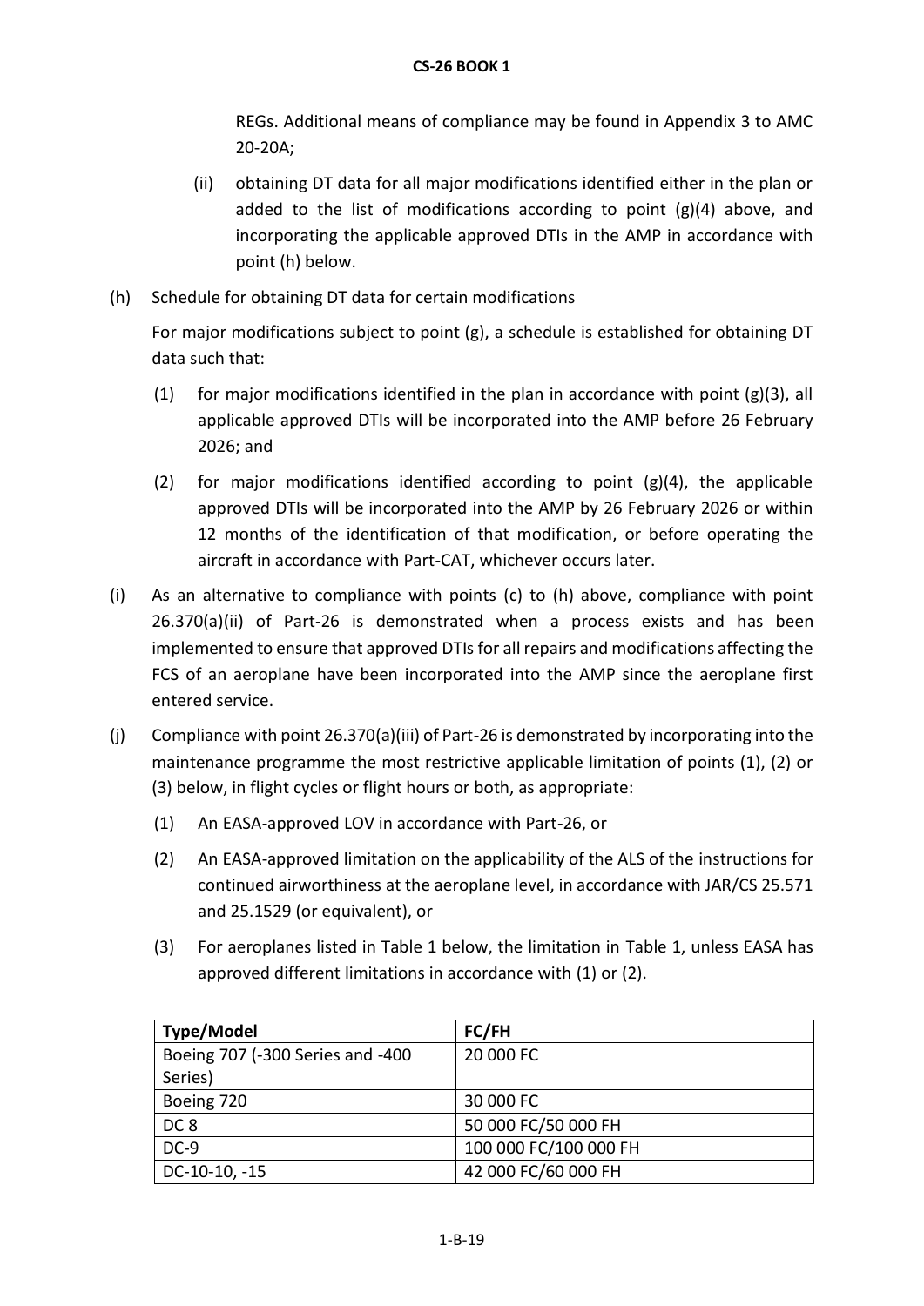REGs. Additional means of compliance may be found in Appendix 3 to AMC 20-20A;

(ii) obtaining DT data for all major modifications identified either in the plan or added to the list of modifications according to point (g)(4) above, and incorporating the applicable approved DTIs in the AMP in accordance with point (h) below.

(h) Schedule for obtaining DT data for certain modifications

For major modifications subject to point (g), a schedule is established for obtaining DT data such that:

(1) for major modifications identified in the plan in accordance with point (g)(3), all applicable approved DTIs will be incorporated into the AMP before 26 February 2026; and

(2) for major modifications identified according to point (g)(4), the applicable approved DTIs will be incorporated into the AMP by 26 February 2026 or within 12 months of the identification of that modification, or before operating the aircraft in accordance with Part-CAT, whichever occurs later.

(i) As an alternative to compliance with points (c) to (h) above, compliance with point 26.370(a)(ii) of Part-26 is demonstrated when a process exists and has been implemented to ensure that approved DTIs for all repairs and modifications affecting the FCS of an aeroplane have been incorporated into the AMP since the aeroplane first entered service.

(j) Compliance with point 26.370(a)(iii) of Part-26 is demonstrated by incorporating into the maintenance programme the most restrictive applicable limitation of points (1), (2) or (3) below, in flight cycles or flight hours or both, as appropriate:

(1) An EASA-approved LOV in accordance with Part-26, or

(2) An EASA-approved limitation on the applicability of the ALS of the instructions for continued airworthiness at the aeroplane level, in accordance with JAR/CS 25.571 and 25.1529 (or equivalent), or

(3) For aeroplanes listed in Table 1 below, the limitation in Table 1, unless EASA has approved different limitations in accordance with (1) or (2).

| Type/Model | FC/FH |
|---|---|
| Boeing 707 (-300 Series and -400 Series) | 20 000 FC |
| Boeing 720 | 30 000 FC |
| DC 8 | 50 000 FC/50 000 FH |
| DC-9 | 100 000 FC/100 000 FH |
| DC-10-10, -15 | 42 000 FC/60 000 FH |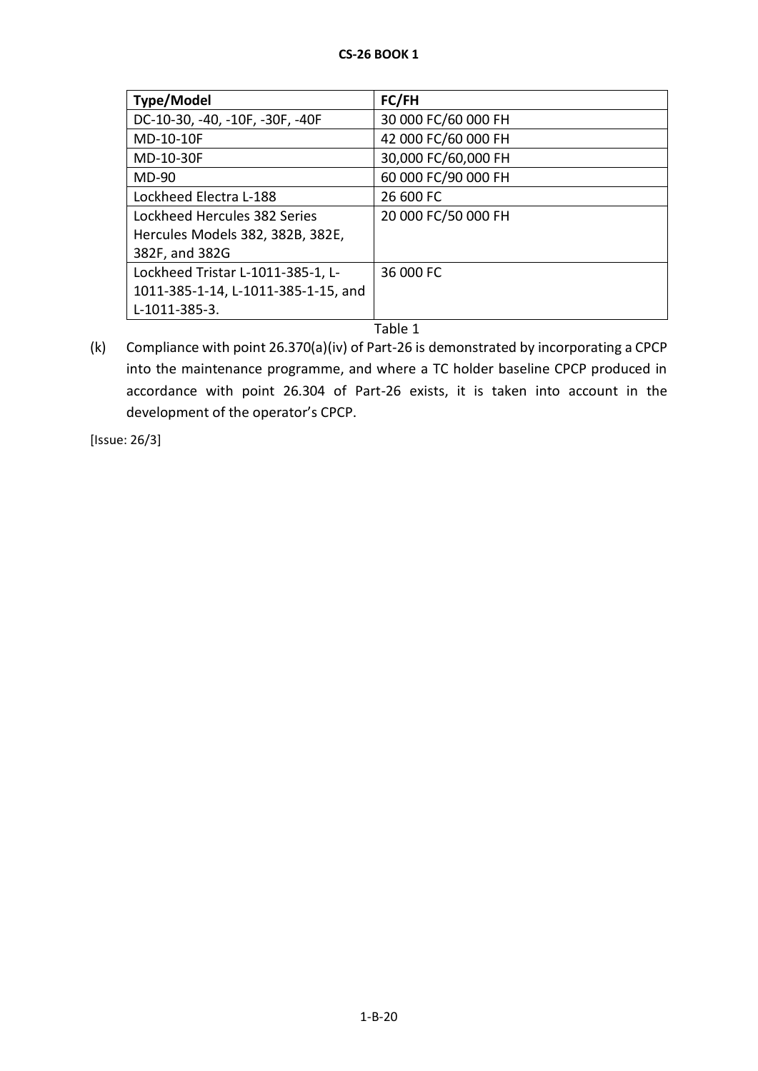| Type/Model | FC/FH |
| --- | --- |
| DC-10-30, -40, -10F, -30F, -40F | 30 000 FC/60 000 FH |
| MD-10-10F | 42 000 FC/60 000 FH |
| MD-10-30F | 30,000 FC/60,000 FH |
| MD-90 | 60 000 FC/90 000 FH |
| Lockheed Electra L-188 | 26 600 FC |
| Lockheed Hercules 382 Series Hercules Models 382, 382B, 382E, 382F, and 382G | 20 000 FC/50 000 FH |
| Lockheed Tristar L-1011-385-1, L-1011-385-1-14, L-1011-385-1-15, and L-1011-385-3. | 36 000 FC |

Table 1

(k) Compliance with point 26.370(a)(iv) of Part-26 is demonstrated by incorporating a CPCP into the maintenance programme, and where a TC holder baseline CPCP produced in accordance with point 26.304 of Part-26 exists, it is taken into account in the development of the operator's CPCP.

[Issue: 26/3]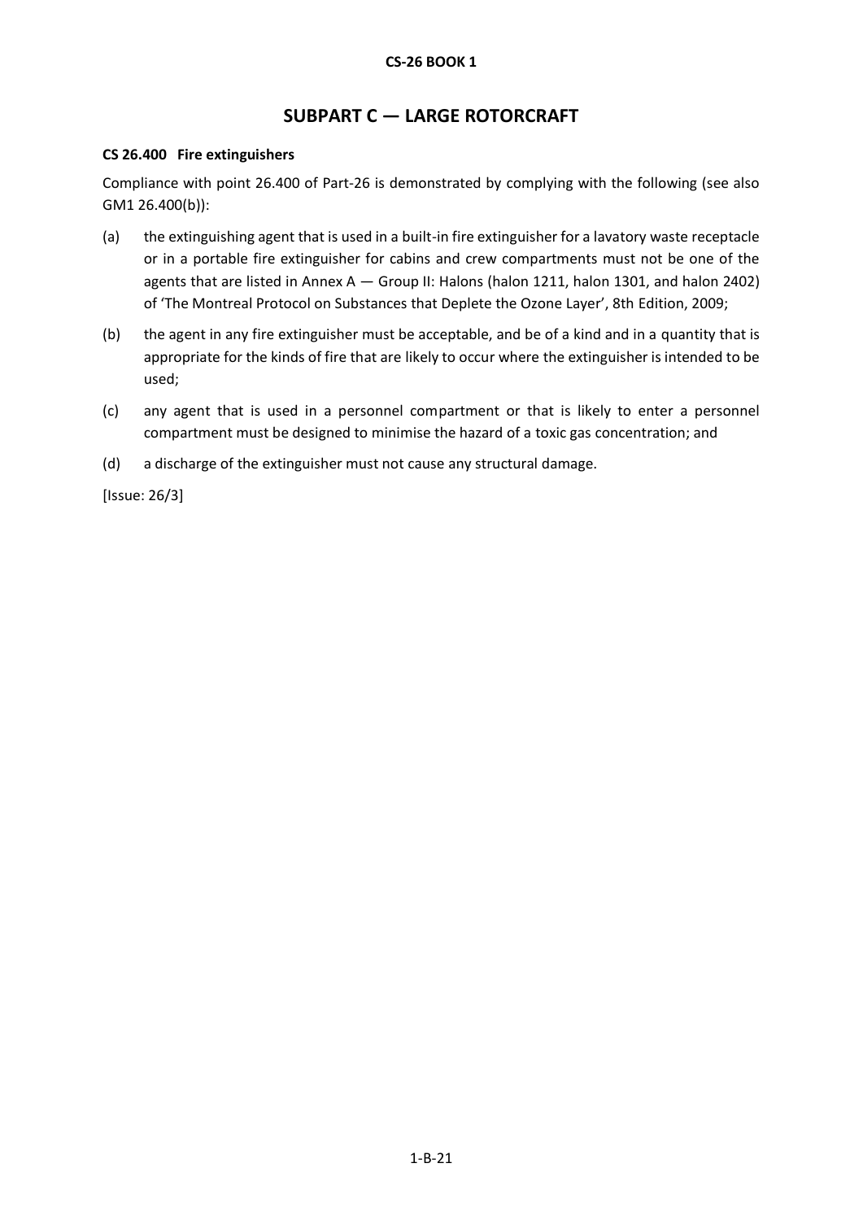## SUBPART C — LARGE ROTORCRAFT

**CS 26.400 Fire extinguishers**

Compliance with point 26.400 of Part-26 is demonstrated by complying with the following (see also GM1 26.400(b)):

(a) the extinguishing agent that is used in a built-in fire extinguisher for a lavatory waste receptacle or in a portable fire extinguisher for cabins and crew compartments must not be one of the agents that are listed in Annex A — Group II: Halons (halon 1211, halon 1301, and halon 2402) of 'The Montreal Protocol on Substances that Deplete the Ozone Layer', 8th Edition, 2009;

(b) the agent in any fire extinguisher must be acceptable, and be of a kind and in a quantity that is appropriate for the kinds of fire that are likely to occur where the extinguisher is intended to be used;

(c) any agent that is used in a personnel compartment or that is likely to enter a personnel compartment must be designed to minimise the hazard of a toxic gas concentration; and

(d) a discharge of the extinguisher must not cause any structural damage.

[Issue: 26/3]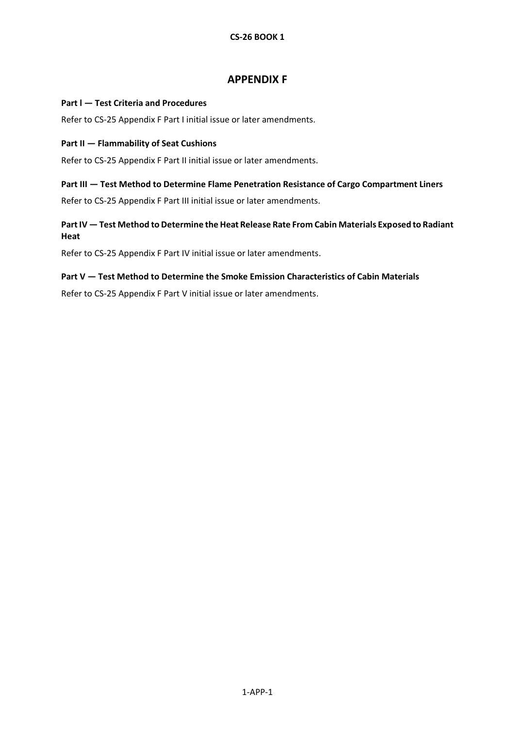# APPENDIX F

**Part I — Test Criteria and Procedures**

Refer to CS-25 Appendix F Part I initial issue or later amendments.

**Part II — Flammability of Seat Cushions**

Refer to CS-25 Appendix F Part II initial issue or later amendments.

**Part III — Test Method to Determine Flame Penetration Resistance of Cargo Compartment Liners**

Refer to CS-25 Appendix F Part III initial issue or later amendments.

**Part IV — Test Method to Determine the Heat Release Rate From Cabin Materials Exposed to Radiant Heat**

Refer to CS-25 Appendix F Part IV initial issue or later amendments.

**Part V — Test Method to Determine the Smoke Emission Characteristics of Cabin Materials**

Refer to CS-25 Appendix F Part V initial issue or later amendments.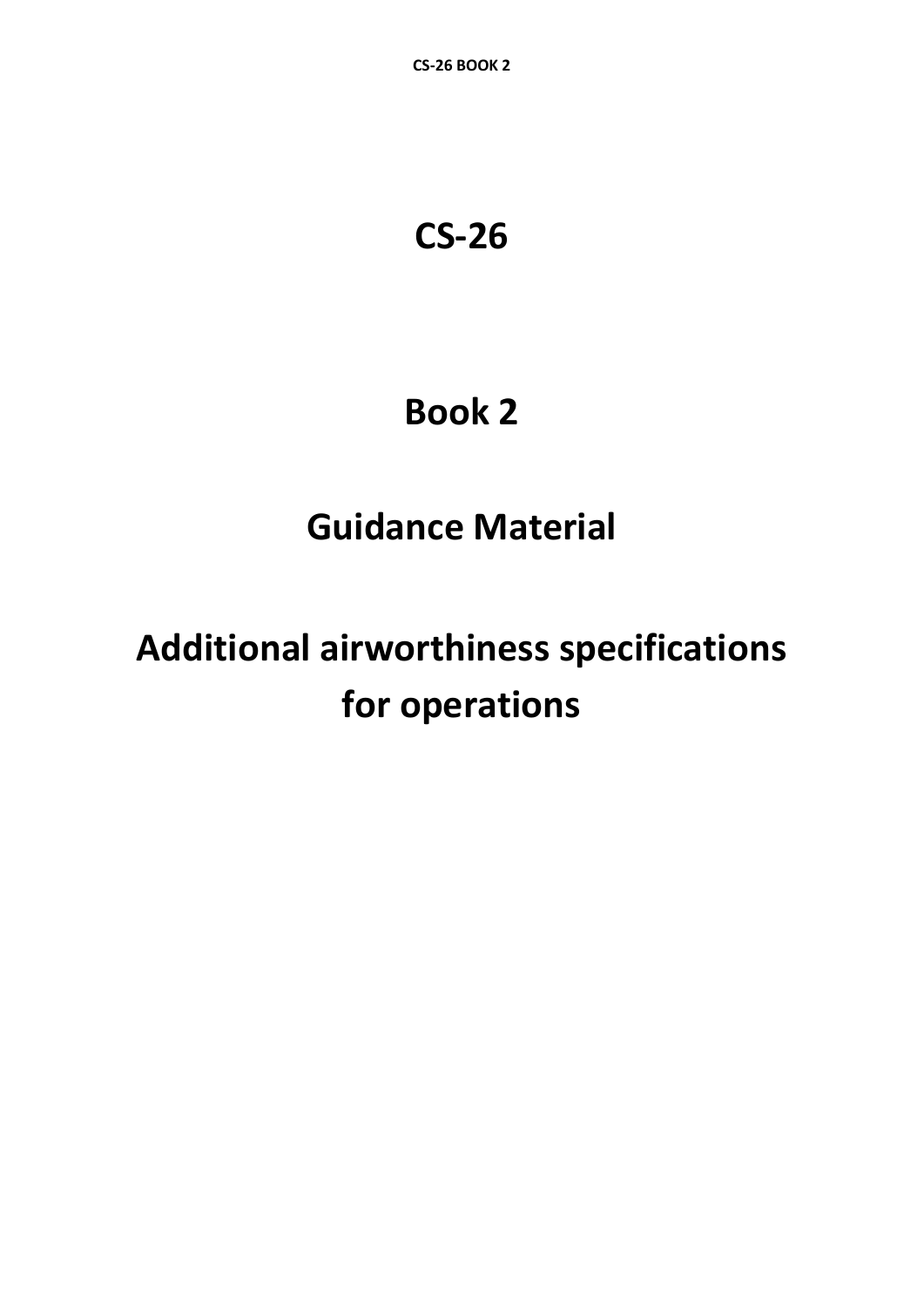# CS-26

# Book 2

# Guidance Material

# Additional airworthiness specifications for operations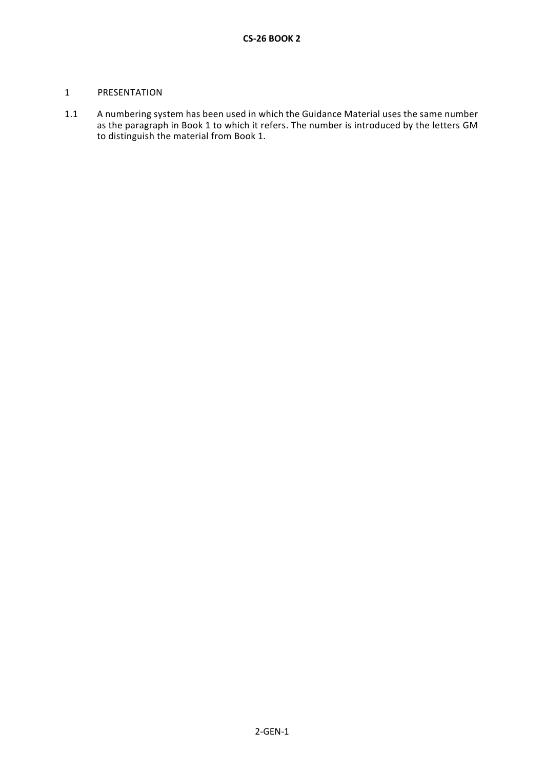## 1 PRESENTATION

1.1 A numbering system has been used in which the Guidance Material uses the same number as the paragraph in Book 1 to which it refers. The number is introduced by the letters GM to distinguish the material from Book 1.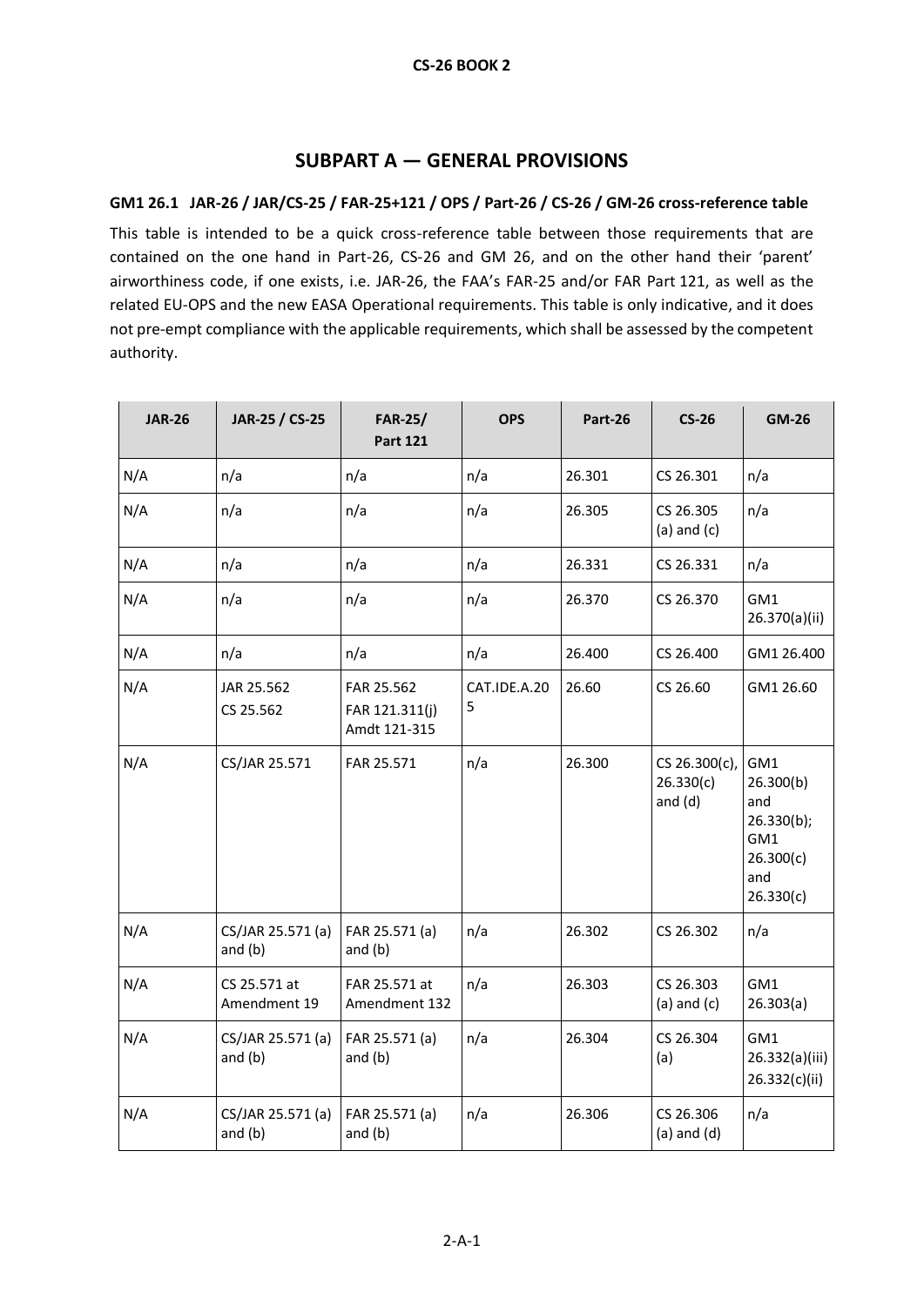## SUBPART A — GENERAL PROVISIONS

### GM1 26.1 JAR-26 / JAR/CS-25 / FAR-25+121 / OPS / Part-26 / CS-26 / GM-26 cross-reference table

This table is intended to be a quick cross-reference table between those requirements that are contained on the one hand in Part-26, CS-26 and GM 26, and on the other hand their 'parent' airworthiness code, if one exists, i.e. JAR-26, the FAA's FAR-25 and/or FAR Part 121, as well as the related EU-OPS and the new EASA Operational requirements. This table is only indicative, and it does not pre-empt compliance with the applicable requirements, which shall be assessed by the competent authority.

| JAR-26 | JAR-25 / CS-25 | FAR-25/ Part 121 | OPS | Part-26 | CS-26 | GM-26 |
|---|---|---|---|---|---|---|
| N/A | n/a | n/a | n/a | 26.301 | CS 26.301 | n/a |
| N/A | n/a | n/a | n/a | 26.305 | CS 26.305 (a) and (c) | n/a |
| N/A | n/a | n/a | n/a | 26.331 | CS 26.331 | n/a |
| N/A | n/a | n/a | n/a | 26.370 | CS 26.370 | GM1 26.370(a)(ii) |
| N/A | n/a | n/a | n/a | 26.400 | CS 26.400 | GM1 26.400 |
| N/A | JAR 25.562 CS 25.562 | FAR 25.562 FAR 121.311(j) Amdt 121-315 | CAT.IDE.A.205 | 26.60 | CS 26.60 | GM1 26.60 |
| N/A | CS/JAR 25.571 | FAR 25.571 | n/a | 26.300 | CS 26.300(c), 26.330(c) and (d) | GM1 26.300(b) and 26.330(b); GM1 26.300(c) and 26.330(c) |
| N/A | CS/JAR 25.571 (a) and (b) | FAR 25.571 (a) and (b) | n/a | 26.302 | CS 26.302 | n/a |
| N/A | CS 25.571 at Amendment 19 | FAR 25.571 at Amendment 132 | n/a | 26.303 | CS 26.303 (a) and (c) | GM1 26.303(a) |
| N/A | CS/JAR 25.571 (a) and (b) | FAR 25.571 (a) and (b) | n/a | 26.304 | CS 26.304 (a) | GM1 26.332(a)(iii) 26.332(c)(ii) |
| N/A | CS/JAR 25.571 (a) and (b) | FAR 25.571 (a) and (b) | n/a | 26.306 | CS 26.306 (a) and (d) | n/a |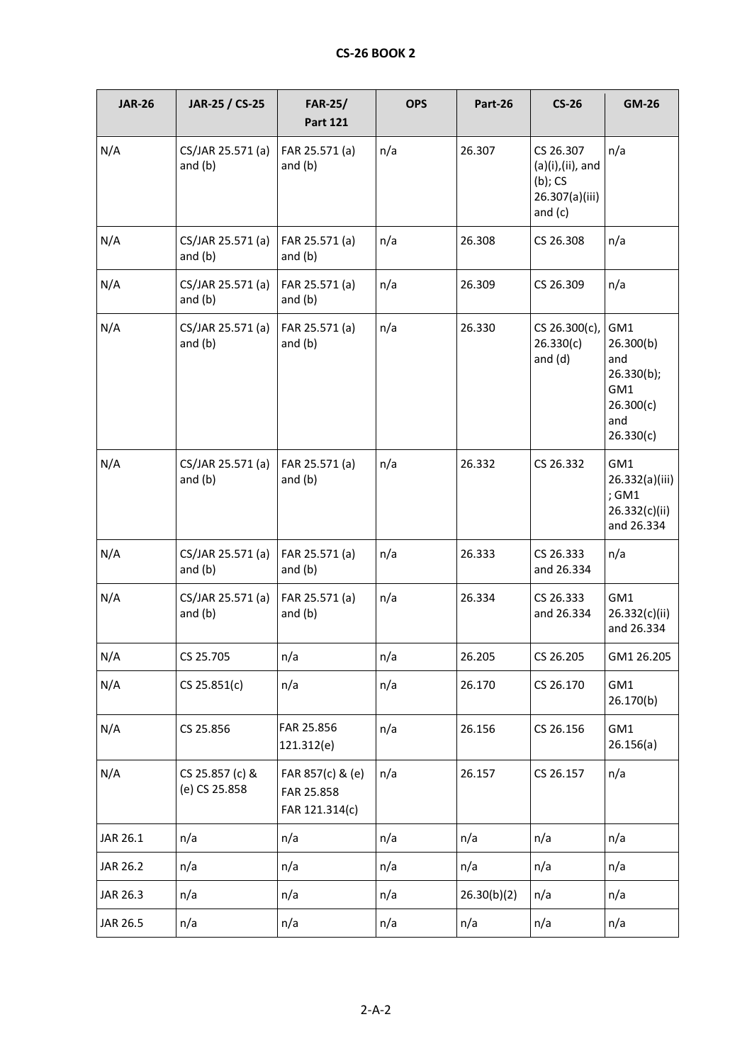| JAR-26 | JAR-25 / CS-25 | FAR-25/ Part 121 | OPS | Part-26 | CS-26 | GM-26 |
|---|---|---|---|---|---|---|
| N/A | CS/JAR 25.571 (a) and (b) | FAR 25.571 (a) and (b) | n/a | 26.307 | CS 26.307 (a)(i),(ii), and (b); CS 26.307(a)(iii) and (c) | n/a |
| N/A | CS/JAR 25.571 (a) and (b) | FAR 25.571 (a) and (b) | n/a | 26.308 | CS 26.308 | n/a |
| N/A | CS/JAR 25.571 (a) and (b) | FAR 25.571 (a) and (b) | n/a | 26.309 | CS 26.309 | n/a |
| N/A | CS/JAR 25.571 (a) and (b) | FAR 25.571 (a) and (b) | n/a | 26.330 | CS 26.300(c), 26.330(c) and (d) | GM1 26.300(b) and 26.330(b); GM1 26.300(c) and 26.330(c) |
| N/A | CS/JAR 25.571 (a) and (b) | FAR 25.571 (a) and (b) | n/a | 26.332 | CS 26.332 | GM1 26.332(a)(iii) ; GM1 26.332(c)(ii) and 26.334 |
| N/A | CS/JAR 25.571 (a) and (b) | FAR 25.571 (a) and (b) | n/a | 26.333 | CS 26.333 and 26.334 | n/a |
| N/A | CS/JAR 25.571 (a) and (b) | FAR 25.571 (a) and (b) | n/a | 26.334 | CS 26.333 and 26.334 | GM1 26.332(c)(ii) and 26.334 |
| N/A | CS 25.705 | n/a | n/a | 26.205 | CS 26.205 | GM1 26.205 |
| N/A | CS 25.851(c) | n/a | n/a | 26.170 | CS 26.170 | GM1 26.170(b) |
| N/A | CS 25.856 | FAR 25.856 121.312(e) | n/a | 26.156 | CS 26.156 | GM1 26.156(a) |
| N/A | CS 25.857 (c) & (e) CS 25.858 | FAR 857(c) & (e) FAR 25.858 FAR 121.314(c) | n/a | 26.157 | CS 26.157 | n/a |
| JAR 26.1 | n/a | n/a | n/a | n/a | n/a | n/a |
| JAR 26.2 | n/a | n/a | n/a | n/a | n/a | n/a |
| JAR 26.3 | n/a | n/a | n/a | 26.30(b)(2) | n/a | n/a |
| JAR 26.5 | n/a | n/a | n/a | n/a | n/a | n/a |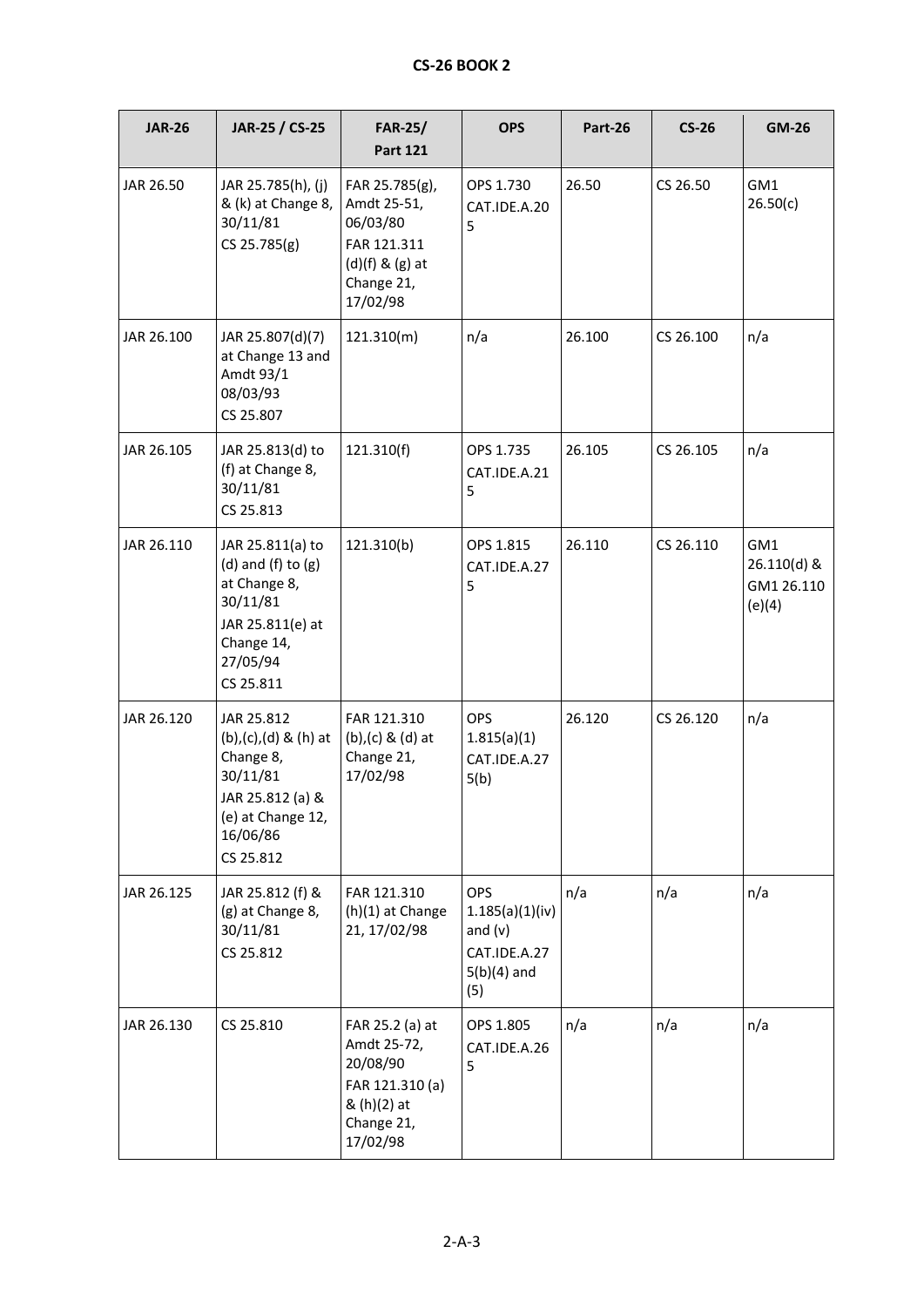| JAR-26 | JAR-25 / CS-25 | FAR-25/ Part 121 | OPS | Part-26 | CS-26 | GM-26 |
|---|---|---|---|---|---|---|
| JAR 26.50 | JAR 25.785(h), (j) & (k) at Change 8, 30/11/81<br>CS 25.785(g) | FAR 25.785(g), Amdt 25-51, 06/03/80<br>FAR 121.311 (d)(f) & (g) at Change 21, 17/02/98 | OPS 1.730<br>CAT.IDE.A.205 | 26.50 | CS 26.50 | GM1 26.50(c) |
| JAR 26.100 | JAR 25.807(d)(7) at Change 13 and Amdt 93/1 08/03/93<br>CS 25.807 | 121.310(m) | n/a | 26.100 | CS 26.100 | n/a |
| JAR 26.105 | JAR 25.813(d) to (f) at Change 8, 30/11/81<br>CS 25.813 | 121.310(f) | OPS 1.735<br>CAT.IDE.A.215 | 26.105 | CS 26.105 | n/a |
| JAR 26.110 | JAR 25.811(a) to (d) and (f) to (g) at Change 8, 30/11/81<br>JAR 25.811(e) at Change 14, 27/05/94<br>CS 25.811 | 121.310(b) | OPS 1.815<br>CAT.IDE.A.275 | 26.110 | CS 26.110 | GM1 26.110(d) & GM1 26.110 (e)(4) |
| JAR 26.120 | JAR 25.812 (b),(c),(d) & (h) at Change 8, 30/11/81<br>JAR 25.812 (a) & (e) at Change 12, 16/06/86<br>CS 25.812 | FAR 121.310 (b),(c) & (d) at Change 21, 17/02/98 | OPS 1.815(a)(1)<br>CAT.IDE.A.275(b) | 26.120 | CS 26.120 | n/a |
| JAR 26.125 | JAR 25.812 (f) & (g) at Change 8, 30/11/81<br>CS 25.812 | FAR 121.310 (h)(1) at Change 21, 17/02/98 | OPS 1.185(a)(1)(iv) and (v)<br>CAT.IDE.A.275(b)(4) and (5) | n/a | n/a | n/a |
| JAR 26.130 | CS 25.810 | FAR 25.2 (a) at Amdt 25-72, 20/08/90<br>FAR 121.310 (a) & (h)(2) at Change 21, 17/02/98 | OPS 1.805<br>CAT.IDE.A.265 | n/a | n/a | n/a |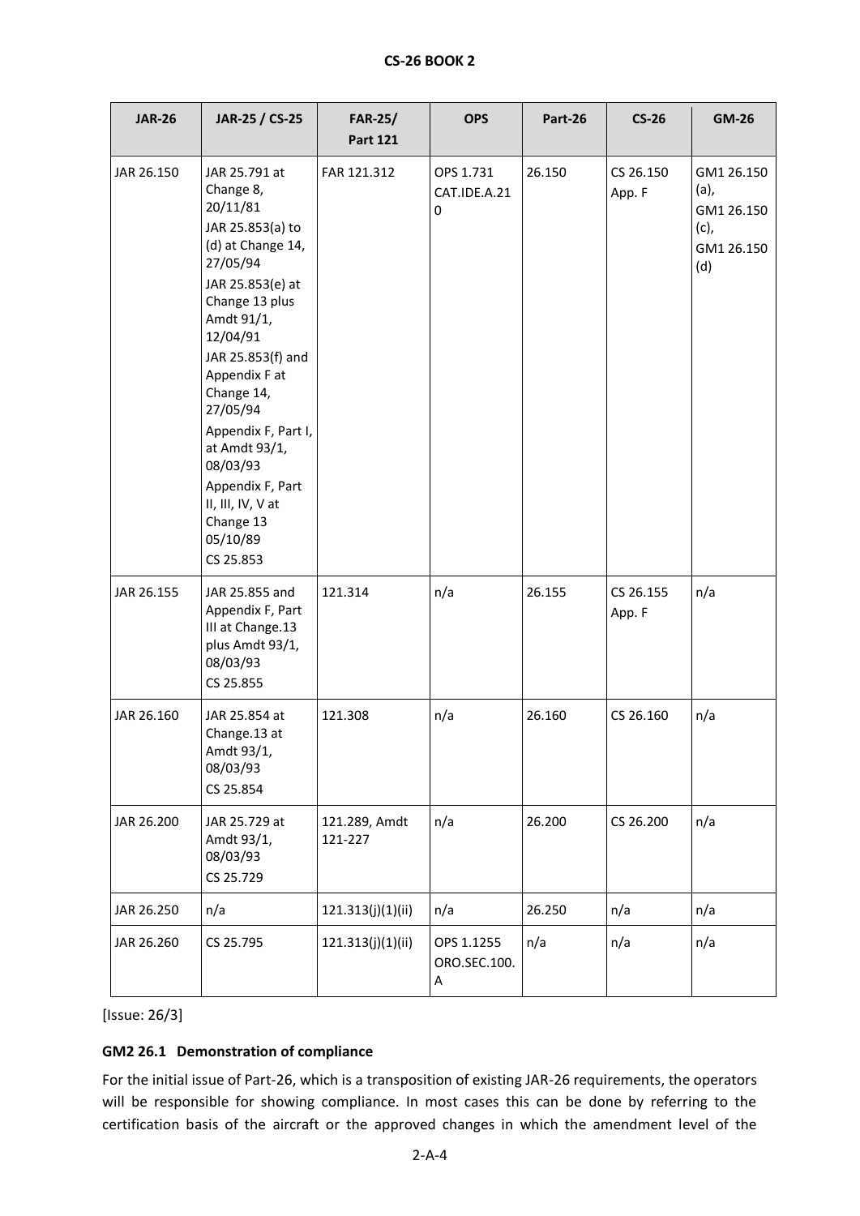| JAR-26 | JAR-25 / CS-25 | FAR-25/ Part 121 | OPS | Part-26 | CS-26 | GM-26 |
|---|---|---|---|---|---|---|
| JAR 26.150 | JAR 25.791 at Change 8, 20/11/81<br>JAR 25.853(a) to (d) at Change 14, 27/05/94<br>JAR 25.853(e) at Change 13 plus Amdt 91/1, 12/04/91<br>JAR 25.853(f) and Appendix F at Change 14, 27/05/94<br>Appendix F, Part I, at Amdt 93/1, 08/03/93<br>Appendix F, Part II, III, IV, V at Change 13 05/10/89<br>CS 25.853 | FAR 121.312 | OPS 1.731<br>CAT.IDE.A.210 | 26.150 | CS 26.150 App. F | GM1 26.150 (a), GM1 26.150 (c), GM1 26.150 (d) |
| JAR 26.155 | JAR 25.855 and Appendix F, Part III at Change.13 plus Amdt 93/1, 08/03/93<br>CS 25.855 | 121.314 | n/a | 26.155 | CS 26.155 App. F | n/a |
| JAR 26.160 | JAR 25.854 at Change.13 at Amdt 93/1, 08/03/93<br>CS 25.854 | 121.308 | n/a | 26.160 | CS 26.160 | n/a |
| JAR 26.200 | JAR 25.729 at Amdt 93/1, 08/03/93<br>CS 25.729 | 121.289, Amdt 121-227 | n/a | 26.200 | CS 26.200 | n/a |
| JAR 26.250 | n/a | 121.313(j)(1)(ii) | n/a | 26.250 | n/a | n/a |
| JAR 26.260 | CS 25.795 | 121.313(j)(1)(ii) | OPS 1.1255<br>ORO.SEC.100.A | n/a | n/a | n/a |

[Issue: 26/3]

**GM2 26.1 Demonstration of compliance**

For the initial issue of Part-26, which is a transposition of existing JAR-26 requirements, the operators will be responsible for showing compliance. In most cases this can be done by referring to the certification basis of the aircraft or the approved changes in which the amendment level of the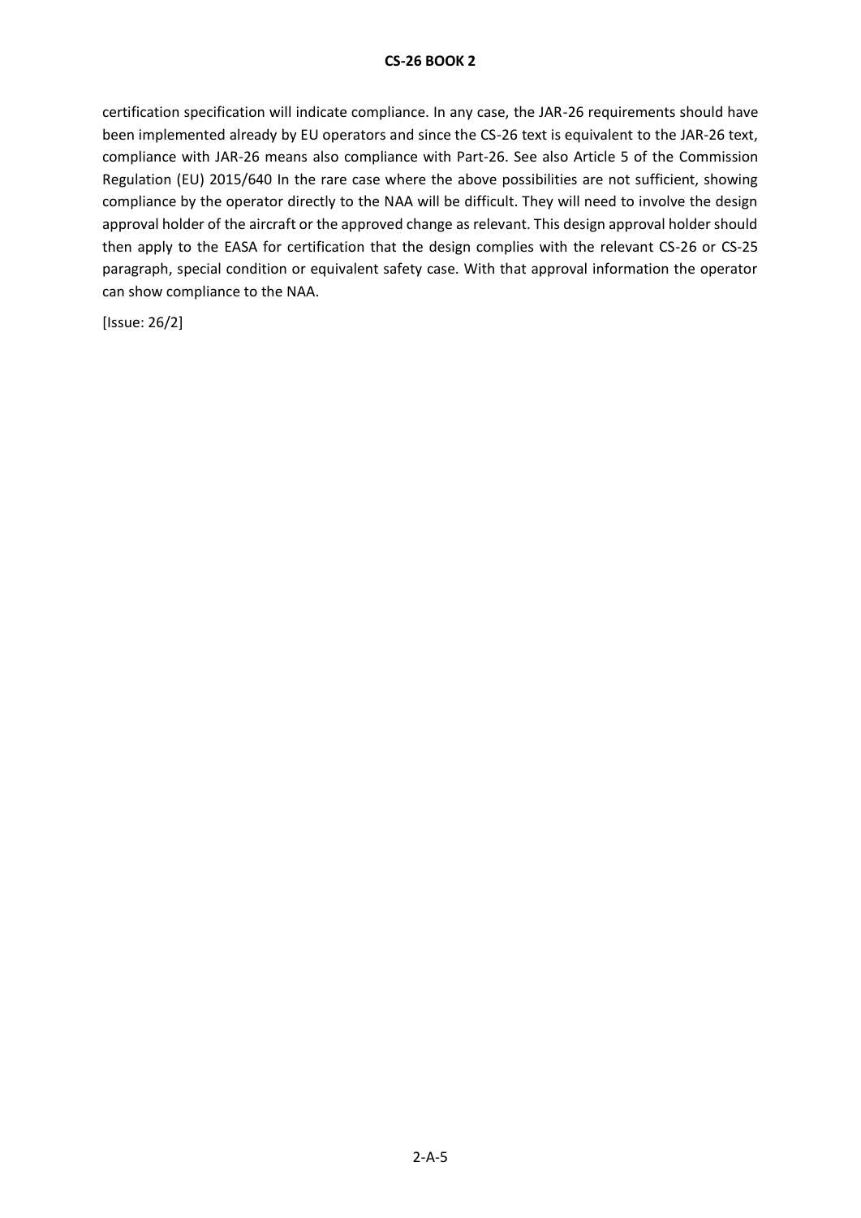certification specification will indicate compliance. In any case, the JAR-26 requirements should have been implemented already by EU operators and since the CS-26 text is equivalent to the JAR-26 text, compliance with JAR-26 means also compliance with Part-26. See also Article 5 of the Commission Regulation (EU) 2015/640 In the rare case where the above possibilities are not sufficient, showing compliance by the operator directly to the NAA will be difficult. They will need to involve the design approval holder of the aircraft or the approved change as relevant. This design approval holder should then apply to the EASA for certification that the design complies with the relevant CS-26 or CS-25 paragraph, special condition or equivalent safety case. With that approval information the operator can show compliance to the NAA.

[Issue: 26/2]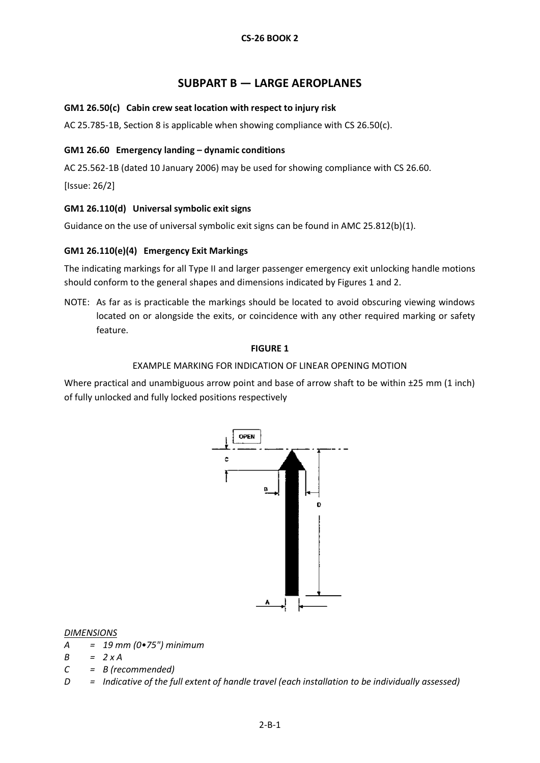# SUBPART B — LARGE AEROPLANES

### GM1 26.50(c) Cabin crew seat location with respect to injury risk

AC 25.785-1B, Section 8 is applicable when showing compliance with CS 26.50(c).

### GM1 26.60 Emergency landing – dynamic conditions

AC 25.562-1B (dated 10 January 2006) may be used for showing compliance with CS 26.60.

[Issue: 26/2]

### GM1 26.110(d) Universal symbolic exit signs

Guidance on the use of universal symbolic exit signs can be found in AMC 25.812(b)(1).

### GM1 26.110(e)(4) Emergency Exit Markings

The indicating markings for all Type II and larger passenger emergency exit unlocking handle motions should conform to the general shapes and dimensions indicated by Figures 1 and 2.

NOTE: As far as is practicable the markings should be located to avoid obscuring viewing windows located on or alongside the exits, or coincidence with any other required marking or safety feature.

**FIGURE 1**

EXAMPLE MARKING FOR INDICATION OF LINEAR OPENING MOTION

Where practical and unambiguous arrow point and base of arrow shaft to be within ±25 mm (1 inch) of fully unlocked and fully locked positions respectively

OPEN

C

B

D

A

*DIMENSIONS*

*A = 19 mm (0•75") minimum*

*B = 2 x A*

*C = B (recommended)*

*D = Indicative of the full extent of handle travel (each installation to be individually assessed)*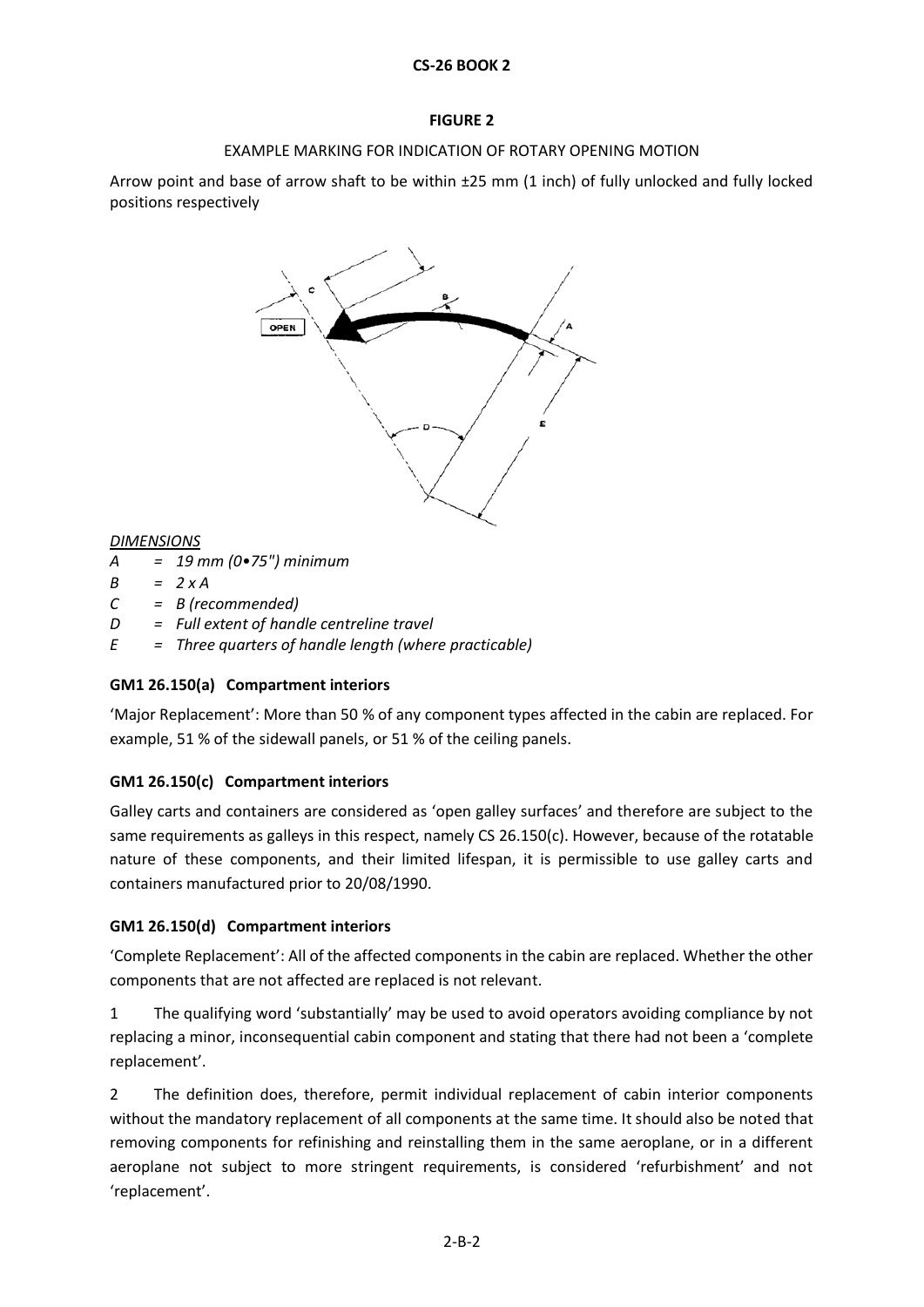**FIGURE 2**

EXAMPLE MARKING FOR INDICATION OF ROTARY OPENING MOTION

Arrow point and base of arrow shaft to be within ±25 mm (1 inch) of fully unlocked and fully locked positions respectively

*DIMENSIONS*

*A = 19 mm (0•75") minimum*

*B = 2 x A*

*C = B (recommended)*

*D = Full extent of handle centreline travel*

*E = Three quarters of handle length (where practicable)*

### GM1 26.150(a) Compartment interiors

'Major Replacement': More than 50 % of any component types affected in the cabin are replaced. For example, 51 % of the sidewall panels, or 51 % of the ceiling panels.

### GM1 26.150(c) Compartment interiors

Galley carts and containers are considered as 'open galley surfaces' and therefore are subject to the same requirements as galleys in this respect, namely CS 26.150(c). However, because of the rotatable nature of these components, and their limited lifespan, it is permissible to use galley carts and containers manufactured prior to 20/08/1990.

### GM1 26.150(d) Compartment interiors

'Complete Replacement': All of the affected components in the cabin are replaced. Whether the other components that are not affected are replaced is not relevant.

1 The qualifying word 'substantially' may be used to avoid operators avoiding compliance by not replacing a minor, inconsequential cabin component and stating that there had not been a 'complete replacement'.

2 The definition does, therefore, permit individual replacement of cabin interior components without the mandatory replacement of all components at the same time. It should also be noted that removing components for refinishing and reinstalling them in the same aeroplane, or in a different aeroplane not subject to more stringent requirements, is considered 'refurbishment' and not 'replacement'.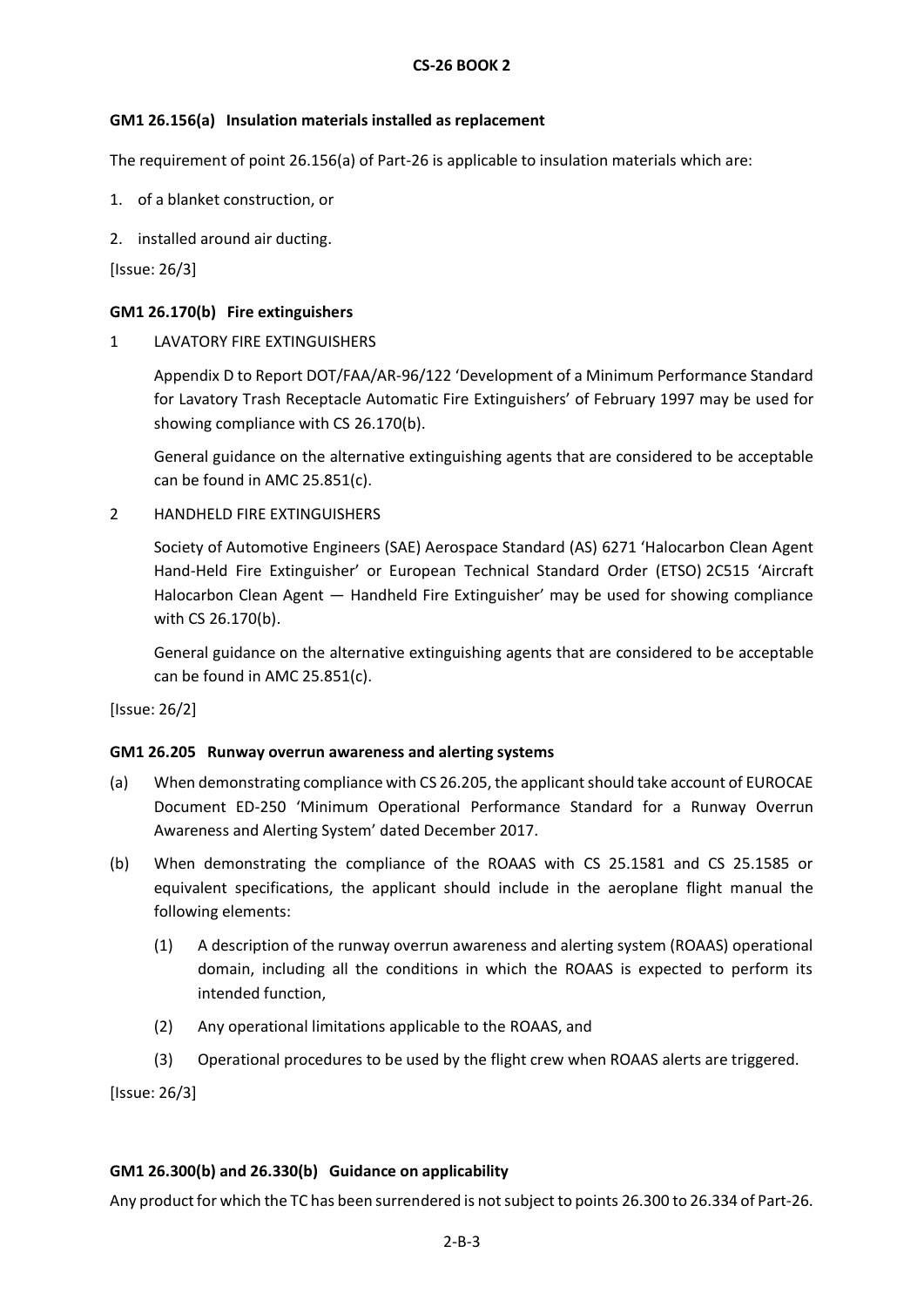### GM1 26.156(a) Insulation materials installed as replacement

The requirement of point 26.156(a) of Part-26 is applicable to insulation materials which are:

1. of a blanket construction, or
2. installed around air ducting.

[Issue: 26/3]

### GM1 26.170(b) Fire extinguishers

1 LAVATORY FIRE EXTINGUISHERS

Appendix D to Report DOT/FAA/AR-96/122 'Development of a Minimum Performance Standard for Lavatory Trash Receptacle Automatic Fire Extinguishers' of February 1997 may be used for showing compliance with CS 26.170(b).

General guidance on the alternative extinguishing agents that are considered to be acceptable can be found in AMC 25.851(c).

2 HANDHELD FIRE EXTINGUISHERS

Society of Automotive Engineers (SAE) Aerospace Standard (AS) 6271 'Halocarbon Clean Agent Hand-Held Fire Extinguisher' or European Technical Standard Order (ETSO) 2C515 'Aircraft Halocarbon Clean Agent — Handheld Fire Extinguisher' may be used for showing compliance with CS 26.170(b).

General guidance on the alternative extinguishing agents that are considered to be acceptable can be found in AMC 25.851(c).

[Issue: 26/2]

### GM1 26.205 Runway overrun awareness and alerting systems

(a) When demonstrating compliance with CS 26.205, the applicant should take account of EUROCAE Document ED-250 'Minimum Operational Performance Standard for a Runway Overrun Awareness and Alerting System' dated December 2017.

(b) When demonstrating the compliance of the ROAAS with CS 25.1581 and CS 25.1585 or equivalent specifications, the applicant should include in the aeroplane flight manual the following elements:

  (1) A description of the runway overrun awareness and alerting system (ROAAS) operational domain, including all the conditions in which the ROAAS is expected to perform its intended function,

  (2) Any operational limitations applicable to the ROAAS, and

  (3) Operational procedures to be used by the flight crew when ROAAS alerts are triggered.

[Issue: 26/3]

### GM1 26.300(b) and 26.330(b) Guidance on applicability

Any product for which the TC has been surrendered is not subject to points 26.300 to 26.334 of Part-26.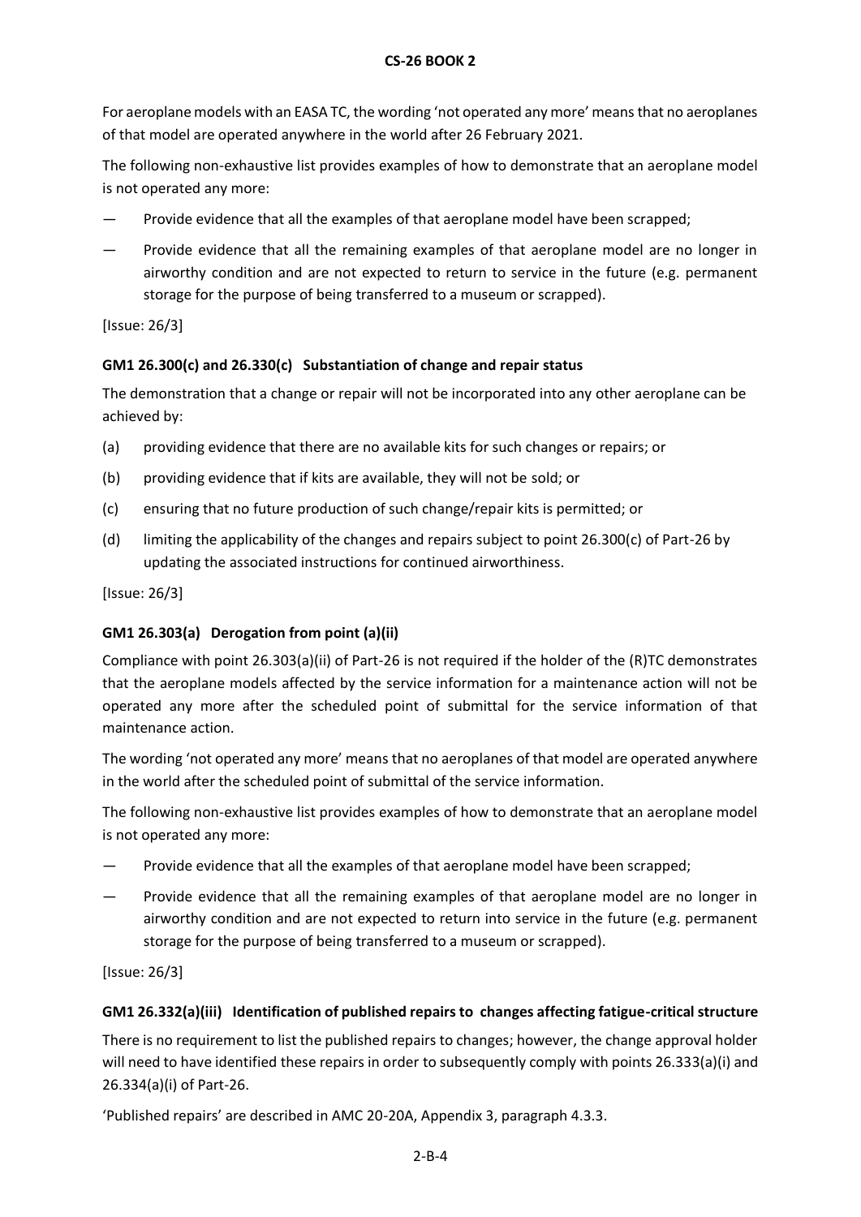For aeroplane models with an EASA TC, the wording 'not operated any more' means that no aeroplanes of that model are operated anywhere in the world after 26 February 2021.

The following non-exhaustive list provides examples of how to demonstrate that an aeroplane model is not operated any more:

- Provide evidence that all the examples of that aeroplane model have been scrapped;
- Provide evidence that all the remaining examples of that aeroplane model are no longer in airworthy condition and are not expected to return to service in the future (e.g. permanent storage for the purpose of being transferred to a museum or scrapped).

[Issue: 26/3]

### GM1 26.300(c) and 26.330(c) Substantiation of change and repair status

The demonstration that a change or repair will not be incorporated into any other aeroplane can be achieved by:

(a) providing evidence that there are no available kits for such changes or repairs; or

(b) providing evidence that if kits are available, they will not be sold; or

(c) ensuring that no future production of such change/repair kits is permitted; or

(d) limiting the applicability of the changes and repairs subject to point 26.300(c) of Part-26 by updating the associated instructions for continued airworthiness.

[Issue: 26/3]

### GM1 26.303(a) Derogation from point (a)(ii)

Compliance with point 26.303(a)(ii) of Part-26 is not required if the holder of the (R)TC demonstrates that the aeroplane models affected by the service information for a maintenance action will not be operated any more after the scheduled point of submittal for the service information of that maintenance action.

The wording 'not operated any more' means that no aeroplanes of that model are operated anywhere in the world after the scheduled point of submittal of the service information.

The following non-exhaustive list provides examples of how to demonstrate that an aeroplane model is not operated any more:

- Provide evidence that all the examples of that aeroplane model have been scrapped;
- Provide evidence that all the remaining examples of that aeroplane model are no longer in airworthy condition and are not expected to return into service in the future (e.g. permanent storage for the purpose of being transferred to a museum or scrapped).

[Issue: 26/3]

### GM1 26.332(a)(iii) Identification of published repairs to changes affecting fatigue-critical structure

There is no requirement to list the published repairs to changes; however, the change approval holder will need to have identified these repairs in order to subsequently comply with points 26.333(a)(i) and 26.334(a)(i) of Part-26.

'Published repairs' are described in AMC 20-20A, Appendix 3, paragraph 4.3.3.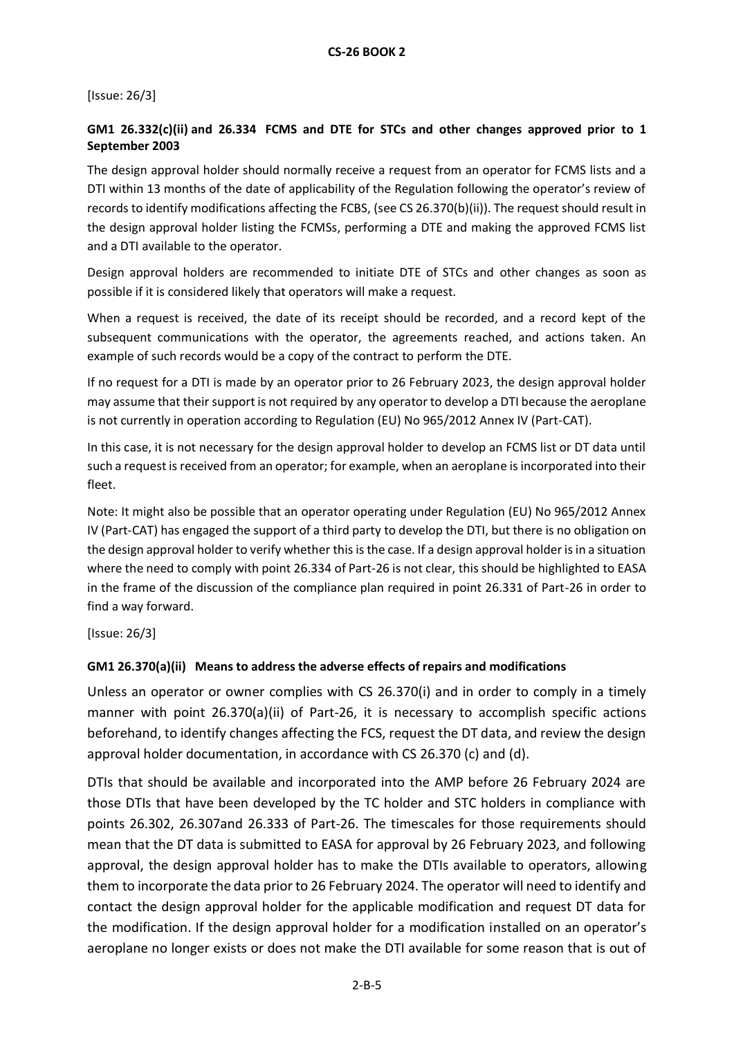[Issue: 26/3]

### GM1 26.332(c)(ii) and 26.334 FCMS and DTE for STCs and other changes approved prior to 1 September 2003

The design approval holder should normally receive a request from an operator for FCMS lists and a DTI within 13 months of the date of applicability of the Regulation following the operator's review of records to identify modifications affecting the FCBS, (see CS 26.370(b)(ii)). The request should result in the design approval holder listing the FCMSs, performing a DTE and making the approved FCMS list and a DTI available to the operator.

Design approval holders are recommended to initiate DTE of STCs and other changes as soon as possible if it is considered likely that operators will make a request.

When a request is received, the date of its receipt should be recorded, and a record kept of the subsequent communications with the operator, the agreements reached, and actions taken. An example of such records would be a copy of the contract to perform the DTE.

If no request for a DTI is made by an operator prior to 26 February 2023, the design approval holder may assume that their support is not required by any operator to develop a DTI because the aeroplane is not currently in operation according to Regulation (EU) No 965/2012 Annex IV (Part-CAT).

In this case, it is not necessary for the design approval holder to develop an FCMS list or DT data until such a request is received from an operator; for example, when an aeroplane is incorporated into their fleet.

Note: It might also be possible that an operator operating under Regulation (EU) No 965/2012 Annex IV (Part-CAT) has engaged the support of a third party to develop the DTI, but there is no obligation on the design approval holder to verify whether this is the case. If a design approval holder is in a situation where the need to comply with point 26.334 of Part-26 is not clear, this should be highlighted to EASA in the frame of the discussion of the compliance plan required in point 26.331 of Part-26 in order to find a way forward.

[Issue: 26/3]

### GM1 26.370(a)(ii) Means to address the adverse effects of repairs and modifications

Unless an operator or owner complies with CS 26.370(i) and in order to comply in a timely manner with point 26.370(a)(ii) of Part-26, it is necessary to accomplish specific actions beforehand, to identify changes affecting the FCS, request the DT data, and review the design approval holder documentation, in accordance with CS 26.370 (c) and (d).

DTIs that should be available and incorporated into the AMP before 26 February 2024 are those DTIs that have been developed by the TC holder and STC holders in compliance with points 26.302, 26.307and 26.333 of Part-26. The timescales for those requirements should mean that the DT data is submitted to EASA for approval by 26 February 2023, and following approval, the design approval holder has to make the DTIs available to operators, allowing them to incorporate the data prior to 26 February 2024. The operator will need to identify and contact the design approval holder for the applicable modification and request DT data for the modification. If the design approval holder for a modification installed on an operator's aeroplane no longer exists or does not make the DTI available for some reason that is out of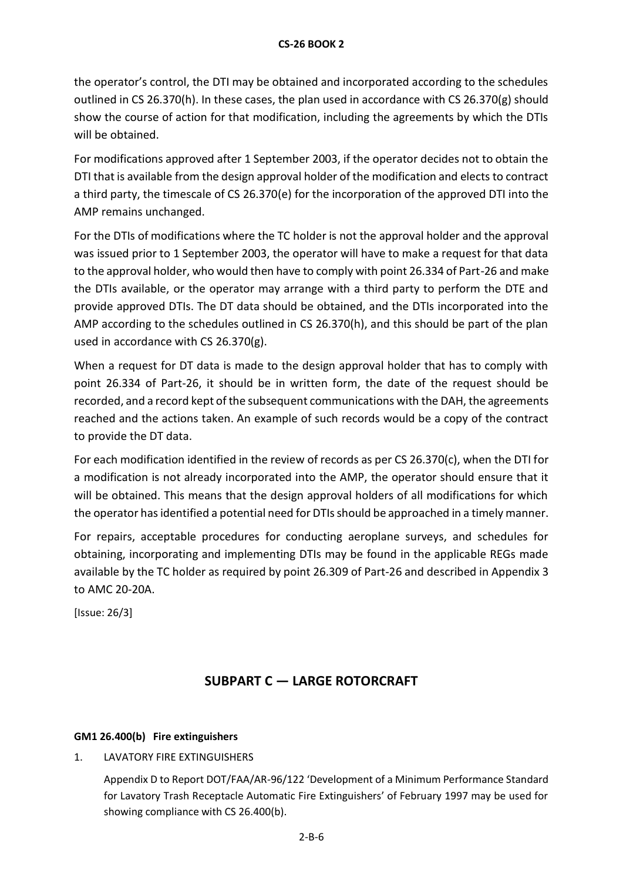the operator's control, the DTI may be obtained and incorporated according to the schedules outlined in CS 26.370(h). In these cases, the plan used in accordance with CS 26.370(g) should show the course of action for that modification, including the agreements by which the DTIs will be obtained.

For modifications approved after 1 September 2003, if the operator decides not to obtain the DTI that is available from the design approval holder of the modification and elects to contract a third party, the timescale of CS 26.370(e) for the incorporation of the approved DTI into the AMP remains unchanged.

For the DTIs of modifications where the TC holder is not the approval holder and the approval was issued prior to 1 September 2003, the operator will have to make a request for that data to the approval holder, who would then have to comply with point 26.334 of Part-26 and make the DTIs available, or the operator may arrange with a third party to perform the DTE and provide approved DTIs. The DT data should be obtained, and the DTIs incorporated into the AMP according to the schedules outlined in CS 26.370(h), and this should be part of the plan used in accordance with CS 26.370(g).

When a request for DT data is made to the design approval holder that has to comply with point 26.334 of Part-26, it should be in written form, the date of the request should be recorded, and a record kept of the subsequent communications with the DAH, the agreements reached and the actions taken. An example of such records would be a copy of the contract to provide the DT data.

For each modification identified in the review of records as per CS 26.370(c), when the DTI for a modification is not already incorporated into the AMP, the operator should ensure that it will be obtained. This means that the design approval holders of all modifications for which the operator has identified a potential need for DTIs should be approached in a timely manner.

For repairs, acceptable procedures for conducting aeroplane surveys, and schedules for obtaining, incorporating and implementing DTIs may be found in the applicable REGs made available by the TC holder as required by point 26.309 of Part-26 and described in Appendix 3 to AMC 20-20A.

[Issue: 26/3]

## SUBPART C — LARGE ROTORCRAFT

### GM1 26.400(b) Fire extinguishers

1. LAVATORY FIRE EXTINGUISHERS

   Appendix D to Report DOT/FAA/AR-96/122 'Development of a Minimum Performance Standard for Lavatory Trash Receptacle Automatic Fire Extinguishers' of February 1997 may be used for showing compliance with CS 26.400(b).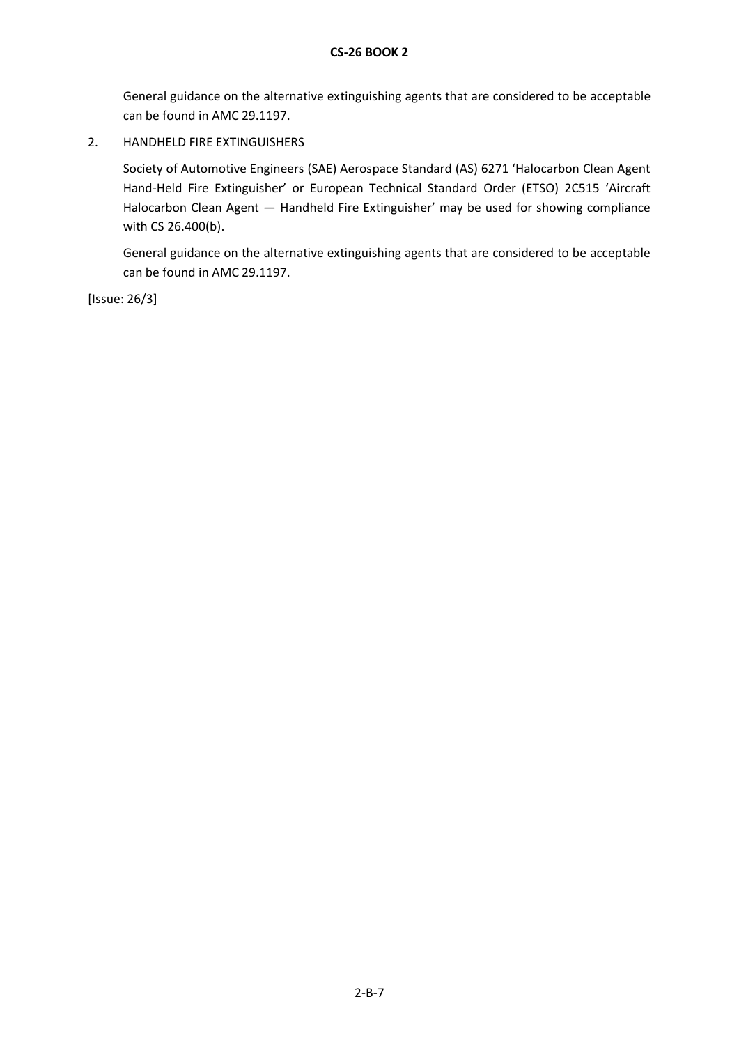General guidance on the alternative extinguishing agents that are considered to be acceptable can be found in AMC 29.1197.

2. HANDHELD FIRE EXTINGUISHERS

Society of Automotive Engineers (SAE) Aerospace Standard (AS) 6271 'Halocarbon Clean Agent Hand-Held Fire Extinguisher' or European Technical Standard Order (ETSO) 2C515 'Aircraft Halocarbon Clean Agent — Handheld Fire Extinguisher' may be used for showing compliance with CS 26.400(b).

General guidance on the alternative extinguishing agents that are considered to be acceptable can be found in AMC 29.1197.

[Issue: 26/3]